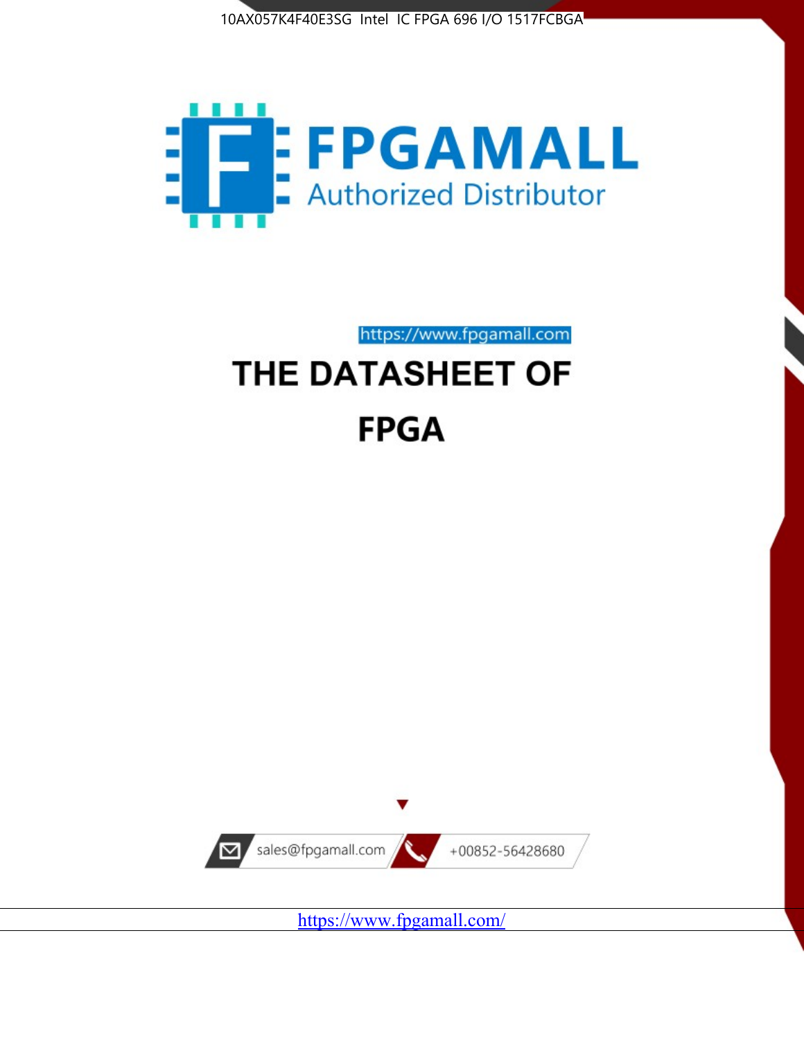10AX057K4F40E3SG Intel IC FPGA 696 I/O 1517FCBGA

FPGAMALL

Authorized Distributor

https://www.fpgamall.com

# THE DATASHEET OF

# FPGA

sales@fpgamall.com

+00852-56428680

https://www.fpgamall.com/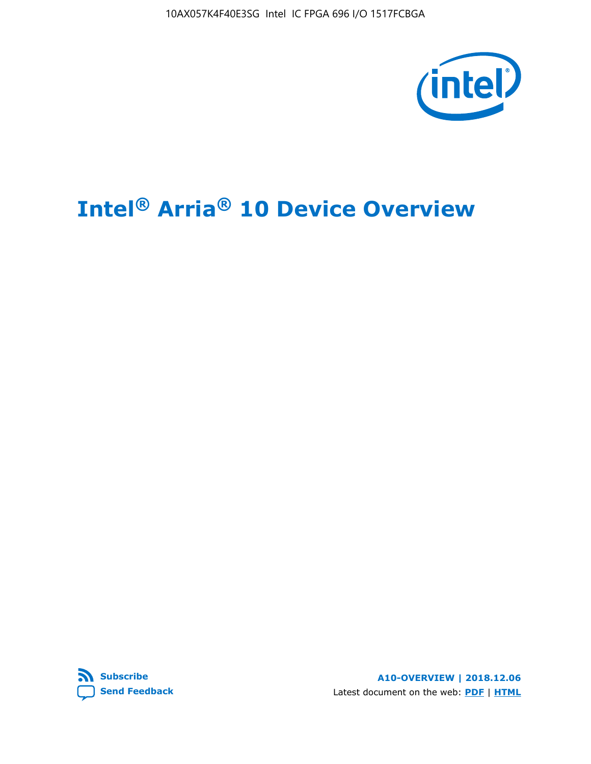# Intel® Arria® 10 Device Overview

**Subscribe**

**Send Feedback**

**A10-OVERVIEW | 2018.12.06**

Latest document on the web: **PDF** | **HTML**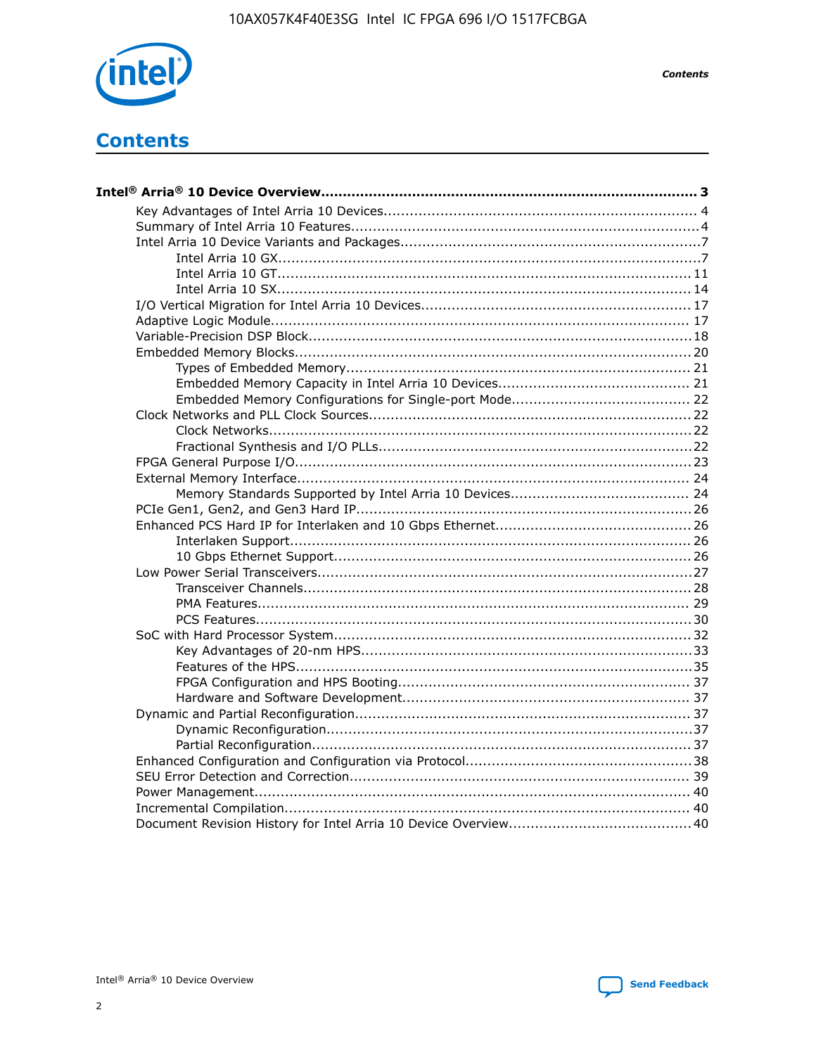# Contents

**Intel® Arria® 10 Device Overview....................................................................................... 3**

- Key Advantages of Intel Arria 10 Devices........................................................................ 4
- Summary of Intel Arria 10 Features................................................................................4
- Intel Arria 10 Device Variants and Packages.....................................................................7
  - Intel Arria 10 GX.................................................................................................7
  - Intel Arria 10 GT............................................................................................... 11
  - Intel Arria 10 SX............................................................................................... 14
- I/O Vertical Migration for Intel Arria 10 Devices.............................................................. 17
- Adaptive Logic Module................................................................................................ 17
- Variable-Precision DSP Block........................................................................................18
- Embedded Memory Blocks........................................................................................... 20
  - Types of Embedded Memory............................................................................... 21
  - Embedded Memory Capacity in Intel Arria 10 Devices............................................ 21
  - Embedded Memory Configurations for Single-port Mode......................................... 22
- Clock Networks and PLL Clock Sources.......................................................................... 22
  - Clock Networks.................................................................................................22
  - Fractional Synthesis and I/O PLLs........................................................................22
- FPGA General Purpose I/O.......................................................................................... 23
- External Memory Interface.......................................................................................... 24
  - Memory Standards Supported by Intel Arria 10 Devices......................................... 24
- PCIe Gen1, Gen2, and Gen3 Hard IP............................................................................. 26
- Enhanced PCS Hard IP for Interlaken and 10 Gbps Ethernet.............................................26
  - Interlaken Support............................................................................................ 26
  - 10 Gbps Ethernet Support.................................................................................. 26
- Low Power Serial Transceivers......................................................................................27
  - Transceiver Channels......................................................................................... 28
  - PMA Features................................................................................................... 29
  - PCS Features....................................................................................................30
- SoC with Hard Processor System.................................................................................. 32
  - Key Advantages of 20-nm HPS............................................................................33
  - Features of the HPS...........................................................................................35
  - FPGA Configuration and HPS Booting................................................................... 37
  - Hardware and Software Development.................................................................. 37
- Dynamic and Partial Reconfiguration............................................................................. 37
  - Dynamic Reconfiguration....................................................................................37
  - Partial Reconfiguration.......................................................................................37
- Enhanced Configuration and Configuration via Protocol....................................................38
- SEU Error Detection and Correction.............................................................................. 39
- Power Management................................................................................................... 40
- Incremental Compilation............................................................................................. 40
- Document Revision History for Intel Arria 10 Device Overview..........................................40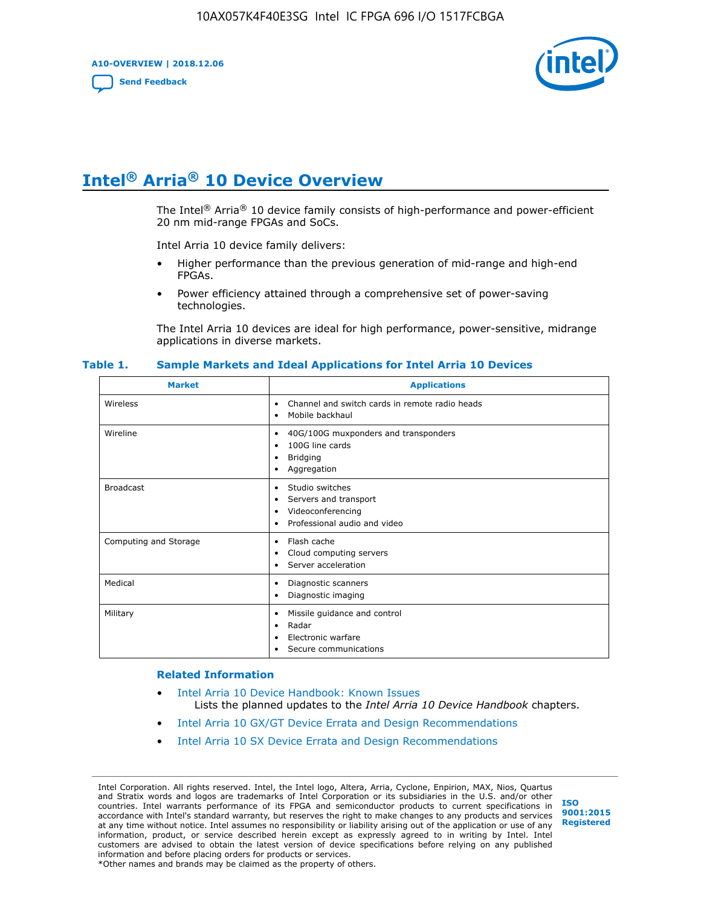# Intel® Arria® 10 Device Overview

The Intel® Arria® 10 device family consists of high-performance and power-efficient 20 nm mid-range FPGAs and SoCs.

Intel Arria 10 device family delivers:

- Higher performance than the previous generation of mid-range and high-end FPGAs.
- Power efficiency attained through a comprehensive set of power-saving technologies.

The Intel Arria 10 devices are ideal for high performance, power-sensitive, midrange applications in diverse markets.

**Table 1. Sample Markets and Ideal Applications for Intel Arria 10 Devices**

| Market | Applications |
| --- | --- |
| Wireless | • Channel and switch cards in remote radio heads<br>• Mobile backhaul |
| Wireline | • 40G/100G muxponders and transponders<br>• 100G line cards<br>• Bridging<br>• Aggregation |
| Broadcast | • Studio switches<br>• Servers and transport<br>• Videoconferencing<br>• Professional audio and video |
| Computing and Storage | • Flash cache<br>• Cloud computing servers<br>• Server acceleration |
| Medical | • Diagnostic scanners<br>• Diagnostic imaging |
| Military | • Missile guidance and control<br>• Radar<br>• Electronic warfare<br>• Secure communications |

## Related Information

- Intel Arria 10 Device Handbook: Known Issues
  Lists the planned updates to the *Intel Arria 10 Device Handbook* chapters.
- Intel Arria 10 GX/GT Device Errata and Design Recommendations
- Intel Arria 10 SX Device Errata and Design Recommendations

Intel Corporation. All rights reserved. Intel, the Intel logo, Altera, Arria, Cyclone, Enpirion, MAX, Nios, Quartus and Stratix words and logos are trademarks of Intel Corporation or its subsidiaries in the U.S. and/or other countries. Intel warrants performance of its FPGA and semiconductor products to current specifications in accordance with Intel's standard warranty, but reserves the right to make changes to any products and services at any time without notice. Intel assumes no responsibility or liability arising out of the application or use of any information, product, or service described herein except as expressly agreed to in writing by Intel. Intel customers are advised to obtain the latest version of device specifications before relying on any published information and before placing orders for products or services.
*Other names and brands may be claimed as the property of others.

ISO 9001:2015 Registered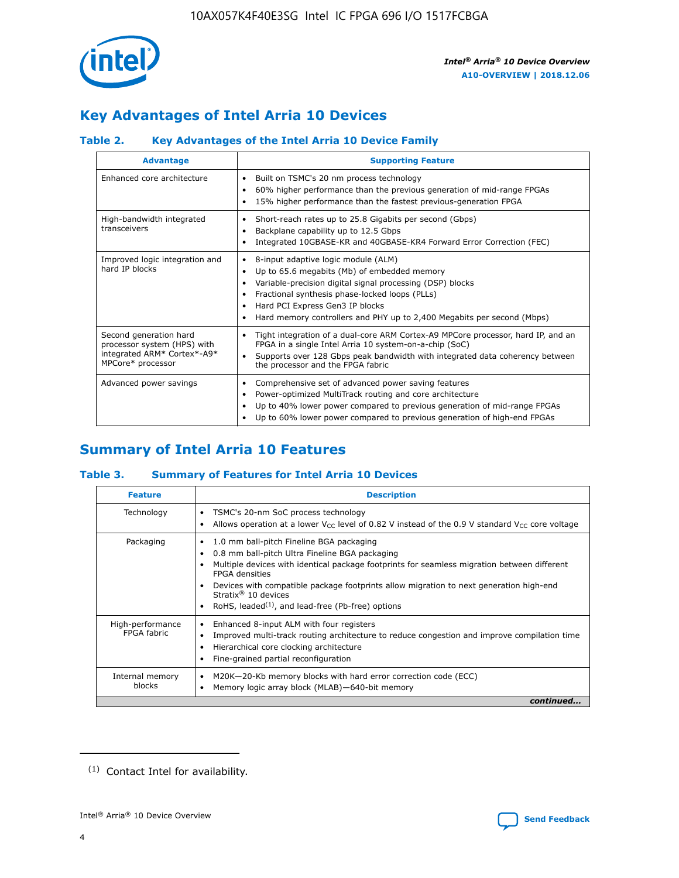## Key Advantages of Intel Arria 10 Devices

### Table 2. Key Advantages of the Intel Arria 10 Device Family

| Advantage | Supporting Feature |
|---|---|
| Enhanced core architecture | • Built on TSMC's 20 nm process technology<br>• 60% higher performance than the previous generation of mid-range FPGAs<br>• 15% higher performance than the fastest previous-generation FPGA |
| High-bandwidth integrated transceivers | • Short-reach rates up to 25.8 Gigabits per second (Gbps)<br>• Backplane capability up to 12.5 Gbps<br>• Integrated 10GBASE-KR and 40GBASE-KR4 Forward Error Correction (FEC) |
| Improved logic integration and hard IP blocks | • 8-input adaptive logic module (ALM)<br>• Up to 65.6 megabits (Mb) of embedded memory<br>• Variable-precision digital signal processing (DSP) blocks<br>• Fractional synthesis phase-locked loops (PLLs)<br>• Hard PCI Express Gen3 IP blocks<br>• Hard memory controllers and PHY up to 2,400 Megabits per second (Mbps) |
| Second generation hard processor system (HPS) with integrated ARM* Cortex*-A9* MPCore* processor | • Tight integration of a dual-core ARM Cortex-A9 MPCore processor, hard IP, and an FPGA in a single Intel Arria 10 system-on-a-chip (SoC)<br>• Supports over 128 Gbps peak bandwidth with integrated data coherency between the processor and the FPGA fabric |
| Advanced power savings | • Comprehensive set of advanced power saving features<br>• Power-optimized MultiTrack routing and core architecture<br>• Up to 40% lower power compared to previous generation of mid-range FPGAs<br>• Up to 60% lower power compared to previous generation of high-end FPGAs |

## Summary of Intel Arria 10 Features

### Table 3. Summary of Features for Intel Arria 10 Devices

| Feature | Description |
|---|---|
| Technology | • TSMC's 20-nm SoC process technology<br>• Allows operation at a lower $V_{CC}$ level of 0.82 V instead of the 0.9 V standard $V_{CC}$ core voltage |
| Packaging | • 1.0 mm ball-pitch Fineline BGA packaging<br>• 0.8 mm ball-pitch Ultra Fineline BGA packaging<br>• Multiple devices with identical package footprints for seamless migration between different FPGA densities<br>• Devices with compatible package footprints allow migration to next generation high-end Stratix® 10 devices<br>• RoHS, leaded[(1)], and lead-free (Pb-free) options |
| High-performance FPGA fabric | • Enhanced 8-input ALM with four registers<br>• Improved multi-track routing architecture to reduce congestion and improve compilation time<br>• Hierarchical core clocking architecture<br>• Fine-grained partial reconfiguration |
| Internal memory blocks | • M20K—20-Kb memory blocks with hard error correction code (ECC)<br>• Memory logic array block (MLAB)—640-bit memory |

*continued...*

(1) Contact Intel for availability.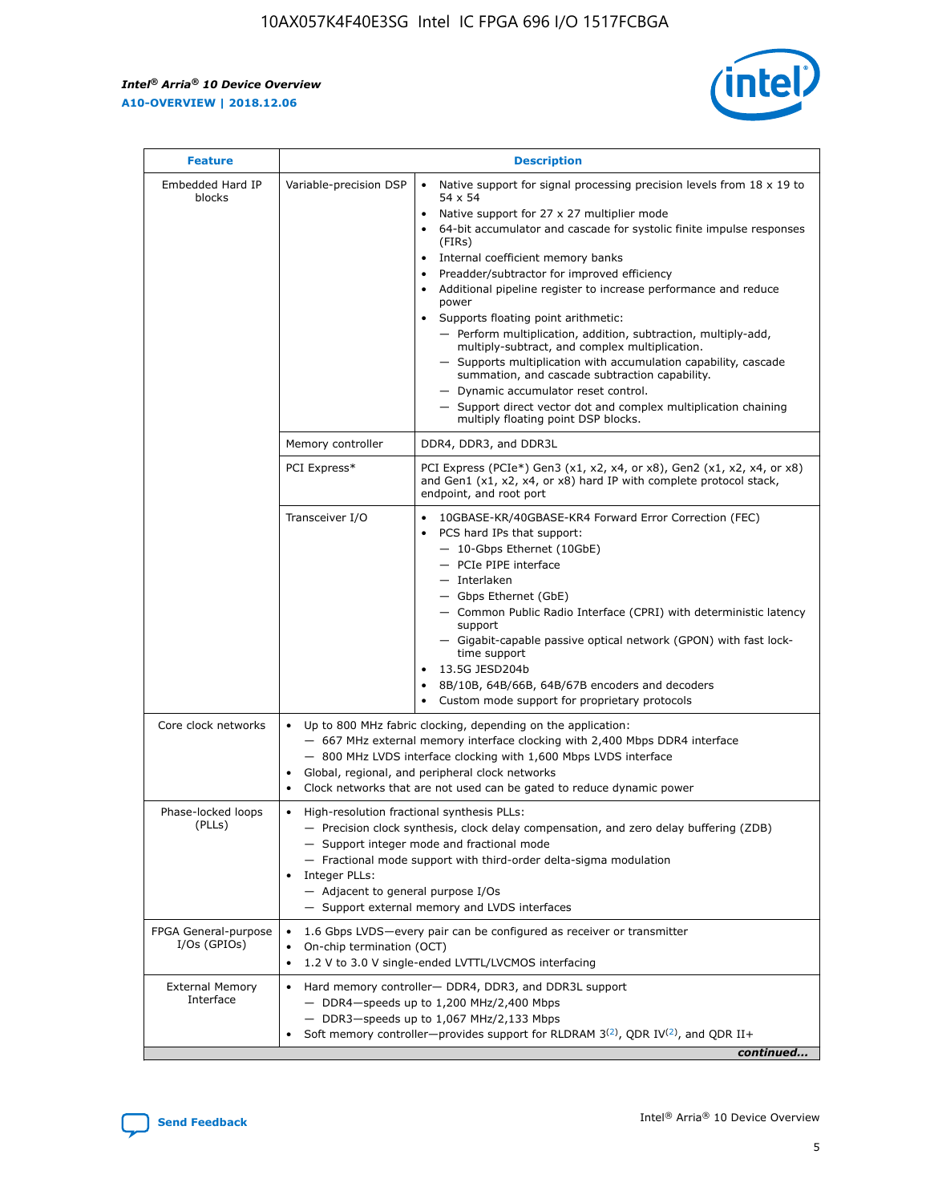| Feature | Description | |
|---|---|---|
| Embedded Hard IP blocks | Variable-precision DSP | • Native support for signal processing precision levels from 18 x 19 to 54 x 54<br>• Native support for 27 x 27 multiplier mode<br>• 64-bit accumulator and cascade for systolic finite impulse responses (FIRs)<br>• Internal coefficient memory banks<br>• Preadder/subtractor for improved efficiency<br>• Additional pipeline register to increase performance and reduce power<br>• Supports floating point arithmetic:<br>— Perform multiplication, addition, subtraction, multiply-add, multiply-subtract, and complex multiplication.<br>— Supports multiplication with accumulation capability, cascade summation, and cascade subtraction capability.<br>— Dynamic accumulator reset control.<br>— Support direct vector dot and complex multiplication chaining multiply floating point DSP blocks. |
| | Memory controller | DDR4, DDR3, and DDR3L |
| | PCI Express* | PCI Express (PCIe*) Gen3 (x1, x2, x4, or x8), Gen2 (x1, x2, x4, or x8) and Gen1 (x1, x2, x4, or x8) hard IP with complete protocol stack, endpoint, and root port |
| | Transceiver I/O | • 10GBASE-KR/40GBASE-KR4 Forward Error Correction (FEC)<br>• PCS hard IPs that support:<br>— 10-Gbps Ethernet (10GbE)<br>— PCIe PIPE interface<br>— Interlaken<br>— Gbps Ethernet (GbE)<br>— Common Public Radio Interface (CPRI) with deterministic latency support<br>— Gigabit-capable passive optical network (GPON) with fast lock-time support<br>• 13.5G JESD204b<br>• 8B/10B, 64B/66B, 64B/67B encoders and decoders<br>• Custom mode support for proprietary protocols |
| Core clock networks | • Up to 800 MHz fabric clocking, depending on the application:<br>— 667 MHz external memory interface clocking with 2,400 Mbps DDR4 interface<br>— 800 MHz LVDS interface clocking with 1,600 Mbps LVDS interface<br>• Global, regional, and peripheral clock networks<br>• Clock networks that are not used can be gated to reduce dynamic power | |
| Phase-locked loops (PLLs) | • High-resolution fractional synthesis PLLs:<br>— Precision clock synthesis, clock delay compensation, and zero delay buffering (ZDB)<br>— Support integer mode and fractional mode<br>— Fractional mode support with third-order delta-sigma modulation<br>• Integer PLLs:<br>— Adjacent to general purpose I/Os<br>— Support external memory and LVDS interfaces | |
| FPGA General-purpose I/Os (GPIOs) | • 1.6 Gbps LVDS—every pair can be configured as receiver or transmitter<br>• On-chip termination (OCT)<br>• 1.2 V to 3.0 V single-ended LVTTL/LVCMOS interfacing | |
| External Memory Interface | • Hard memory controller— DDR4, DDR3, and DDR3L support<br>— DDR4—speeds up to 1,200 MHz/2,400 Mbps<br>— DDR3—speeds up to 1,067 MHz/2,133 Mbps<br>• Soft memory controller—provides support for RLDRAM 3[(2)], QDR IV[(2)], and QDR II+ | |

*continued...*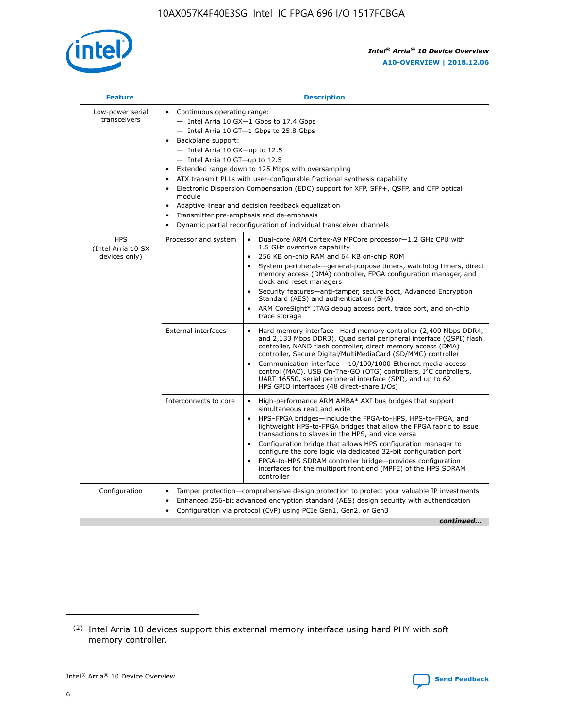| Feature | Description | |
|---|---|---|
| Low-power serial transceivers | • Continuous operating range:<br>— Intel Arria 10 GX—1 Gbps to 17.4 Gbps<br>— Intel Arria 10 GT—1 Gbps to 25.8 Gbps<br>• Backplane support:<br>— Intel Arria 10 GX—up to 12.5<br>— Intel Arria 10 GT—up to 12.5<br>• Extended range down to 125 Mbps with oversampling<br>• ATX transmit PLLs with user-configurable fractional synthesis capability<br>• Electronic Dispersion Compensation (EDC) support for XFP, SFP+, QSFP, and CFP optical module<br>• Adaptive linear and decision feedback equalization<br>• Transmitter pre-emphasis and de-emphasis<br>• Dynamic partial reconfiguration of individual transceiver channels | |
| HPS (Intel Arria 10 SX devices only) | Processor and system | • Dual-core ARM Cortex-A9 MPCore processor—1.2 GHz CPU with 1.5 GHz overdrive capability<br>• 256 KB on-chip RAM and 64 KB on-chip ROM<br>• System peripherals—general-purpose timers, watchdog timers, direct memory access (DMA) controller, FPGA configuration manager, and clock and reset managers<br>• Security features—anti-tamper, secure boot, Advanced Encryption Standard (AES) and authentication (SHA)<br>• ARM CoreSight* JTAG debug access port, trace port, and on-chip trace storage |
| | External interfaces | • Hard memory interface—Hard memory controller (2,400 Mbps DDR4, and 2,133 Mbps DDR3), Quad serial peripheral interface (QSPI) flash controller, NAND flash controller, direct memory access (DMA) controller, Secure Digital/MultiMediaCard (SD/MMC) controller<br>• Communication interface— 10/100/1000 Ethernet media access control (MAC), USB On-The-GO (OTG) controllers, I²C controllers, UART 16550, serial peripheral interface (SPI), and up to 62 HPS GPIO interfaces (48 direct-share I/Os) |
| | Interconnects to core | • High-performance ARM AMBA* AXI bus bridges that support simultaneous read and write<br>• HPS–FPGA bridges—include the FPGA-to-HPS, HPS-to-FPGA, and lightweight HPS-to-FPGA bridges that allow the FPGA fabric to issue transactions to slaves in the HPS, and vice versa<br>• Configuration bridge that allows HPS configuration manager to configure the core logic via dedicated 32-bit configuration port<br>• FPGA-to-HPS SDRAM controller bridge—provides configuration interfaces for the multiport front end (MPFE) of the HPS SDRAM controller |
| Configuration | • Tamper protection—comprehensive design protection to protect your valuable IP investments<br>• Enhanced 256-bit advanced encryption standard (AES) design security with authentication<br>• Configuration via protocol (CvP) using PCIe Gen1, Gen2, or Gen3 | |

*continued...*

(2) Intel Arria 10 devices support this external memory interface using hard PHY with soft memory controller.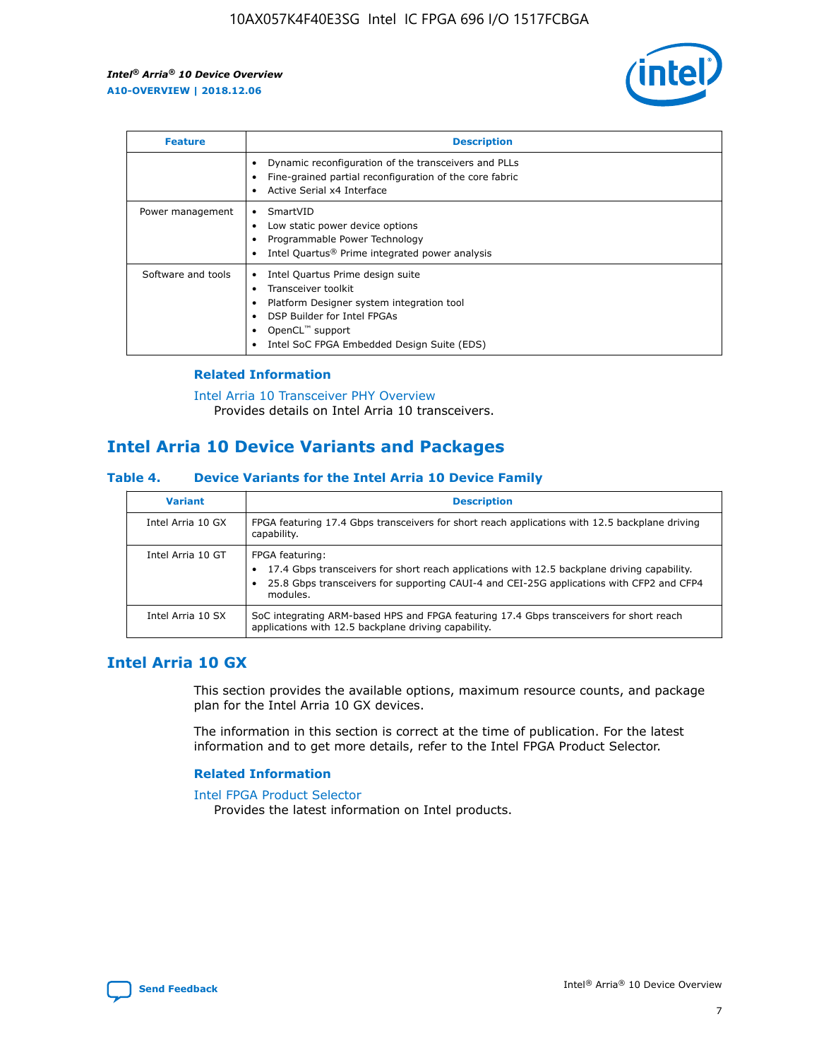| Feature | Description |
| --- | --- |
| | • Dynamic reconfiguration of the transceivers and PLLs<br>• Fine-grained partial reconfiguration of the core fabric<br>• Active Serial x4 Interface |
| Power management | • SmartVID<br>• Low static power device options<br>• Programmable Power Technology<br>• Intel Quartus® Prime integrated power analysis |
| Software and tools | • Intel Quartus Prime design suite<br>• Transceiver toolkit<br>• Platform Designer system integration tool<br>• DSP Builder for Intel FPGAs<br>• OpenCL™ support<br>• Intel SoC FPGA Embedded Design Suite (EDS) |

### Related Information

Intel Arria 10 Transceiver PHY Overview
Provides details on Intel Arria 10 transceivers.

## Intel Arria 10 Device Variants and Packages

### Table 4. Device Variants for the Intel Arria 10 Device Family

| Variant | Description |
| --- | --- |
| Intel Arria 10 GX | FPGA featuring 17.4 Gbps transceivers for short reach applications with 12.5 backplane driving capability. |
| Intel Arria 10 GT | FPGA featuring:<br>• 17.4 Gbps transceivers for short reach applications with 12.5 backplane driving capability.<br>• 25.8 Gbps transceivers for supporting CAUI-4 and CEI-25G applications with CFP2 and CFP4 modules. |
| Intel Arria 10 SX | SoC integrating ARM-based HPS and FPGA featuring 17.4 Gbps transceivers for short reach applications with 12.5 backplane driving capability. |

## Intel Arria 10 GX

This section provides the available options, maximum resource counts, and package plan for the Intel Arria 10 GX devices.

The information in this section is correct at the time of publication. For the latest information and to get more details, refer to the Intel FPGA Product Selector.

### Related Information

Intel FPGA Product Selector
Provides the latest information on Intel products.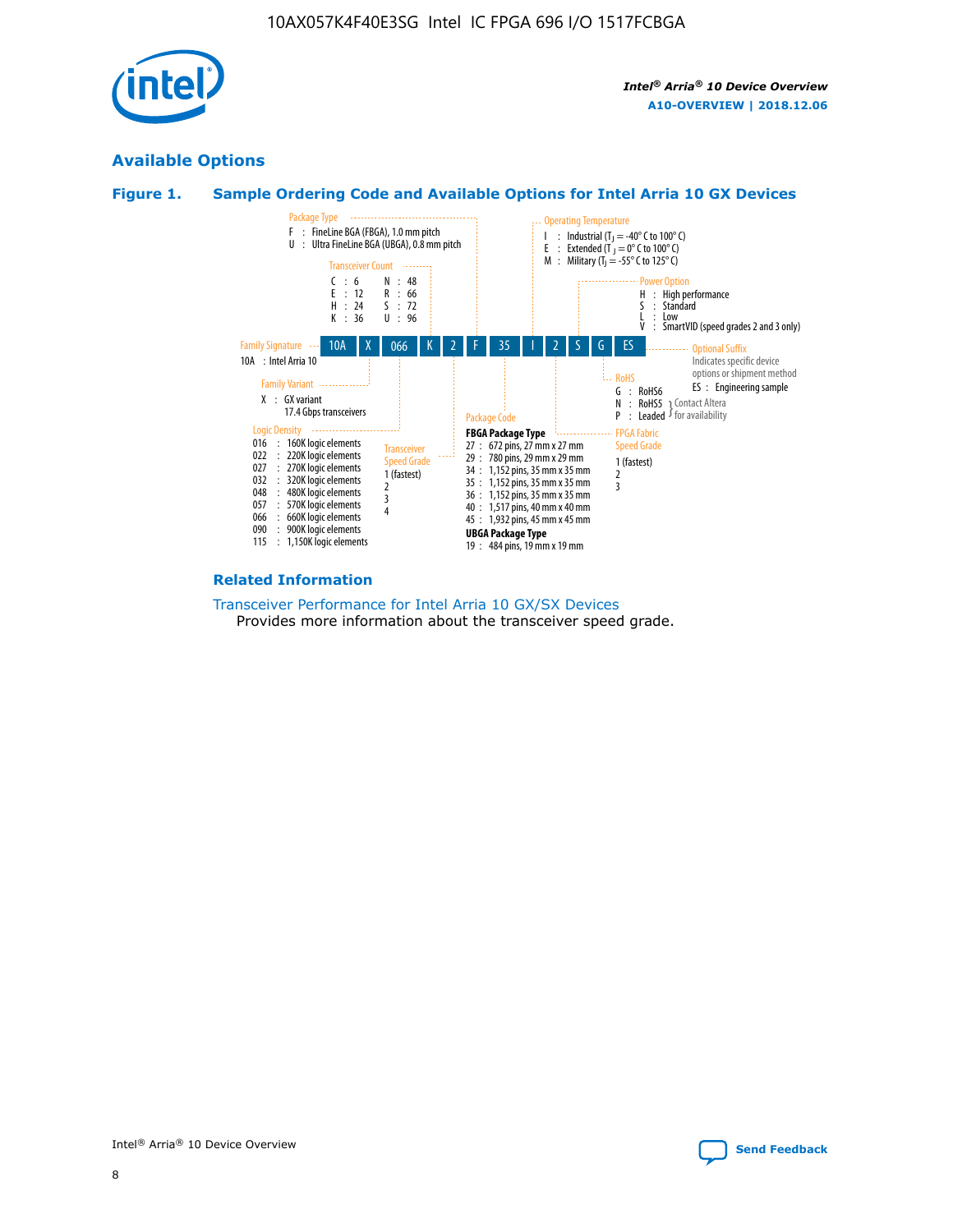## Available Options

### Figure 1. Sample Ordering Code and Available Options for Intel Arria 10 GX Devices

| 10A | X | 066 | K | 2 | F | 35 | I | 2 | S | G | ES |
|---|---|---|---|---|---|---|---|---|---|---|---|

**Family Signature**
10A : Intel Arria 10

**Family Variant**
X : GX variant
17.4 Gbps transceivers

**Logic Density**
- 016 : 160K logic elements
- 022 : 220K logic elements
- 027 : 270K logic elements
- 032 : 320K logic elements
- 048 : 480K logic elements
- 057 : 570K logic elements
- 066 : 660K logic elements
- 090 : 900K logic elements
- 115 : 1,150K logic elements

**Transceiver Count**
- C : 6
- E : 12
- H : 24
- K : 36
- N : 48
- R : 66
- S : 72
- U : 96

**Transceiver Speed Grade**
1 (fastest)
2
3
4

**Package Type**
- F : FineLine BGA (FBGA), 1.0 mm pitch
- U : Ultra FineLine BGA (UBGA), 0.8 mm pitch

**Package Code**

**FBGA Package Type**
- 27 : 672 pins, 27 mm x 27 mm
- 29 : 780 pins, 29 mm x 29 mm
- 34 : 1,152 pins, 35 mm x 35 mm
- 35 : 1,152 pins, 35 mm x 35 mm
- 36 : 1,152 pins, 35 mm x 35 mm
- 40 : 1,517 pins, 40 mm x 40 mm
- 45 : 1,932 pins, 45 mm x 45 mm

**UBGA Package Type**
- 19 : 484 pins, 19 mm x 19 mm

**Operating Temperature**
- I : Industrial ($T_J$ = -40° C to 100° C)
- E : Extended ($T_J$ = 0° C to 100° C)
- M : Military ($T_J$ = -55° C to 125° C)

**FPGA Fabric Speed Grade**
1 (fastest)
2
3

**Power Option**
- H : High performance
- S : Standard
- L : Low
- V : SmartVID (speed grades 2 and 3 only)

**RoHS**
- G : RoHS6
- N : RoHS5 (Contact Altera for availability)
- P : Leaded (Contact Altera for availability)

**Optional Suffix**
Indicates specific device options or shipment method
- ES : Engineering sample

## Related Information

Transceiver Performance for Intel Arria 10 GX/SX Devices
Provides more information about the transceiver speed grade.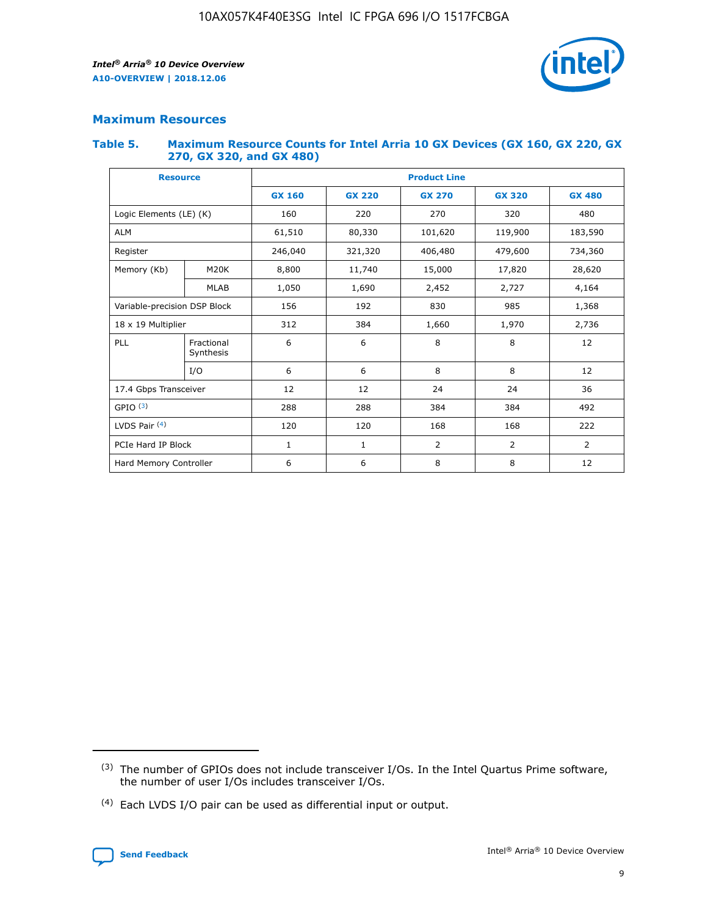## Maximum Resources

### Table 5. Maximum Resource Counts for Intel Arria 10 GX Devices (GX 160, GX 220, GX 270, GX 320, and GX 480)

| Resource | | Product Line | | | | |
|---|---|---|---|---|---|---|
| | | GX 160 | GX 220 | GX 270 | GX 320 | GX 480 |
| Logic Elements (LE) (K) | | 160 | 220 | 270 | 320 | 480 |
| ALM | | 61,510 | 80,330 | 101,620 | 119,900 | 183,590 |
| Register | | 246,040 | 321,320 | 406,480 | 479,600 | 734,360 |
| Memory (Kb) | M20K | 8,800 | 11,740 | 15,000 | 17,820 | 28,620 |
| | MLAB | 1,050 | 1,690 | 2,452 | 2,727 | 4,164 |
| Variable-precision DSP Block | | 156 | 192 | 830 | 985 | 1,368 |
| 18 x 19 Multiplier | | 312 | 384 | 1,660 | 1,970 | 2,736 |
| PLL | Fractional Synthesis | 6 | 6 | 8 | 8 | 12 |
| | I/O | 6 | 6 | 8 | 8 | 12 |
| 17.4 Gbps Transceiver | | 12 | 12 | 24 | 24 | 36 |
| GPIO [(3)] | | 288 | 288 | 384 | 384 | 492 |
| LVDS Pair [(4)] | | 120 | 120 | 168 | 168 | 222 |
| PCIe Hard IP Block | | 1 | 1 | 2 | 2 | 2 |
| Hard Memory Controller | | 6 | 6 | 8 | 8 | 12 |

(3) The number of GPIOs does not include transceiver I/Os. In the Intel Quartus Prime software, the number of user I/Os includes transceiver I/Os.

(4) Each LVDS I/O pair can be used as differential input or output.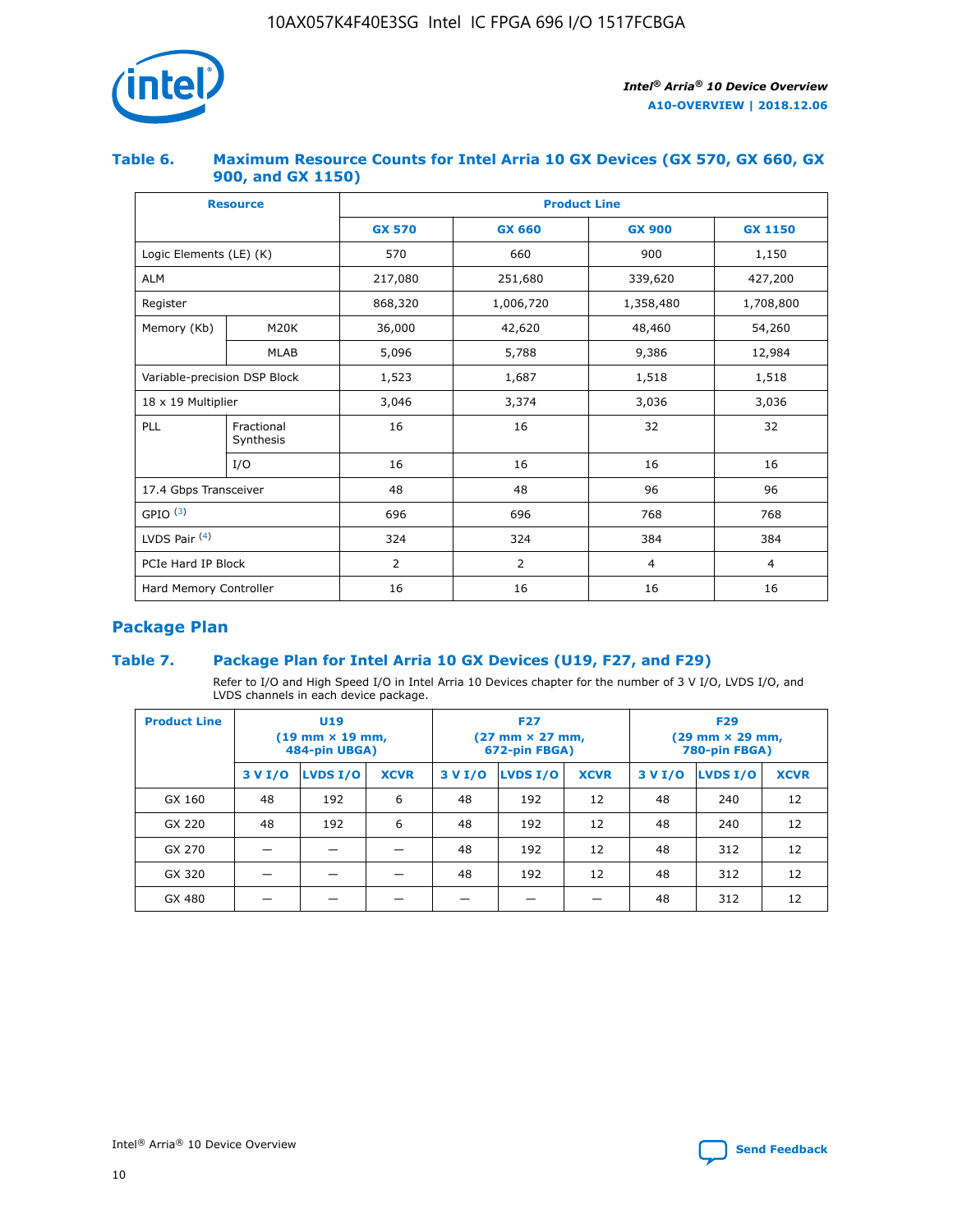### Table 6. Maximum Resource Counts for Intel Arria 10 GX Devices (GX 570, GX 660, GX 900, and GX 1150)

| Resource | | Product Line | | | |
|---|---|---|---|---|---|
| | | GX 570 | GX 660 | GX 900 | GX 1150 |
| Logic Elements (LE) (K) | | 570 | 660 | 900 | 1,150 |
| ALM | | 217,080 | 251,680 | 339,620 | 427,200 |
| Register | | 868,320 | 1,006,720 | 1,358,480 | 1,708,800 |
| Memory (Kb) | M20K | 36,000 | 42,620 | 48,460 | 54,260 |
| | MLAB | 5,096 | 5,788 | 9,386 | 12,984 |
| Variable-precision DSP Block | | 1,523 | 1,687 | 1,518 | 1,518 |
| 18 x 19 Multiplier | | 3,046 | 3,374 | 3,036 | 3,036 |
| PLL | Fractional Synthesis | 16 | 16 | 32 | 32 |
| | I/O | 16 | 16 | 16 | 16 |
| 17.4 Gbps Transceiver | | 48 | 48 | 96 | 96 |
| GPIO [(3)] | | 696 | 696 | 768 | 768 |
| LVDS Pair [(4)] | | 324 | 324 | 384 | 384 |
| PCIe Hard IP Block | | 2 | 2 | 4 | 4 |
| Hard Memory Controller | | 16 | 16 | 16 | 16 |

## Package Plan

### Table 7. Package Plan for Intel Arria 10 GX Devices (U19, F27, and F29)

Refer to I/O and High Speed I/O in Intel Arria 10 Devices chapter for the number of 3 V I/O, LVDS I/O, and LVDS channels in each device package.

| Product Line | U19 (19 mm × 19 mm, 484-pin UBGA) | | | F27 (27 mm × 27 mm, 672-pin FBGA) | | | F29 (29 mm × 29 mm, 780-pin FBGA) | | |
|---|---|---|---|---|---|---|---|---|---|
| | 3 V I/O | LVDS I/O | XCVR | 3 V I/O | LVDS I/O | XCVR | 3 V I/O | LVDS I/O | XCVR |
| GX 160 | 48 | 192 | 6 | 48 | 192 | 12 | 48 | 240 | 12 |
| GX 220 | 48 | 192 | 6 | 48 | 192 | 12 | 48 | 240 | 12 |
| GX 270 | — | — | — | 48 | 192 | 12 | 48 | 312 | 12 |
| GX 320 | — | — | — | 48 | 192 | 12 | 48 | 312 | 12 |
| GX 480 | — | — | — | — | — | — | 48 | 312 | 12 |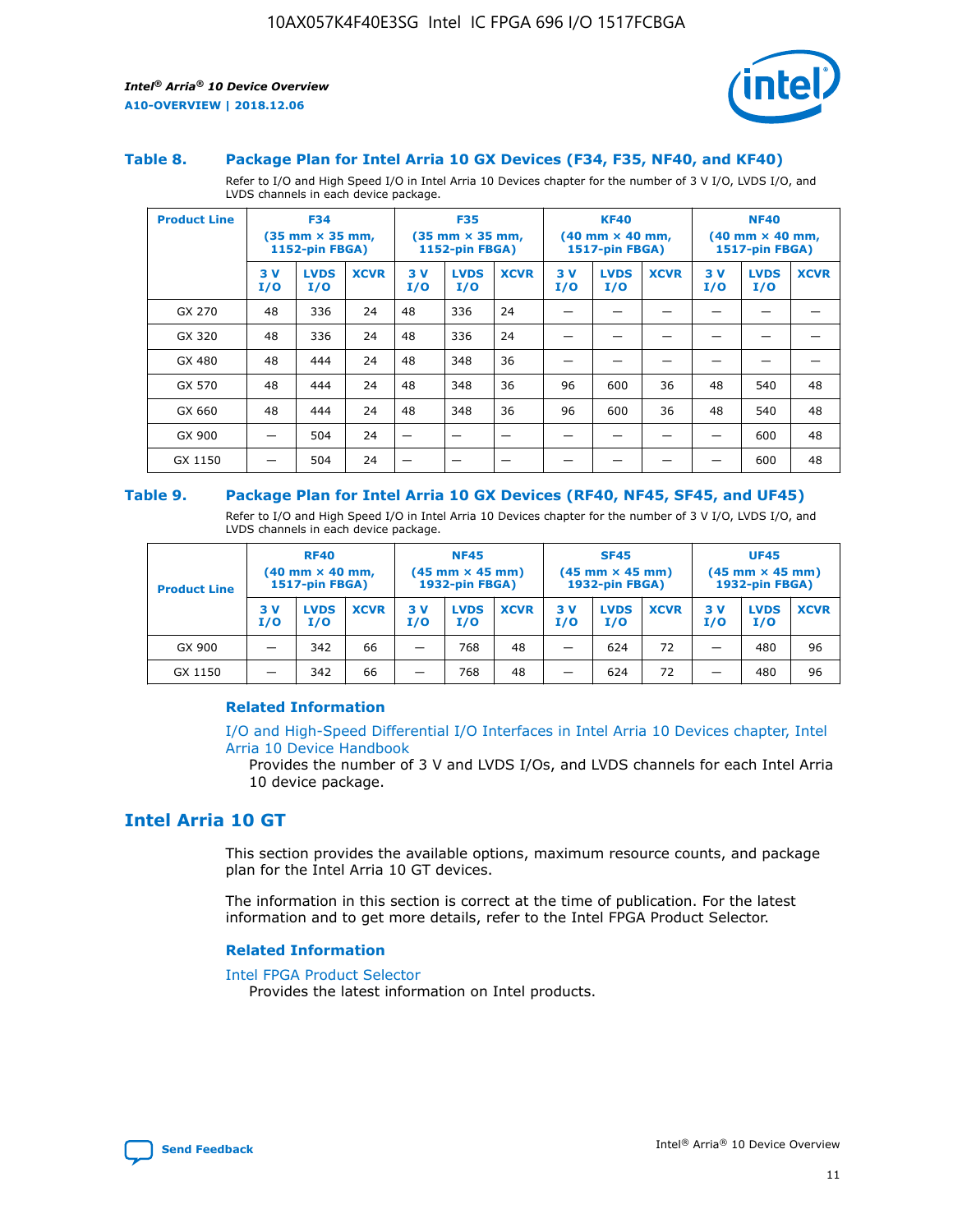### Table 8. Package Plan for Intel Arria 10 GX Devices (F34, F35, NF40, and KF40)

Refer to I/O and High Speed I/O in Intel Arria 10 Devices chapter for the number of 3 V I/O, LVDS I/O, and LVDS channels in each device package.

| Product Line | F34 (35 mm × 35 mm, 1152-pin FBGA) | | | F35 (35 mm × 35 mm, 1152-pin FBGA) | | | KF40 (40 mm × 40 mm, 1517-pin FBGA) | | | NF40 (40 mm × 40 mm, 1517-pin FBGA) | | |
|---|---|---|---|---|---|---|---|---|---|---|---|---|
| | 3 V I/O | LVDS I/O | XCVR | 3 V I/O | LVDS I/O | XCVR | 3 V I/O | LVDS I/O | XCVR | 3 V I/O | LVDS I/O | XCVR |
| GX 270 | 48 | 336 | 24 | 48 | 336 | 24 | — | — | — | — | — | — |
| GX 320 | 48 | 336 | 24 | 48 | 336 | 24 | — | — | — | — | — | — |
| GX 480 | 48 | 444 | 24 | 48 | 348 | 36 | — | — | — | — | — | — |
| GX 570 | 48 | 444 | 24 | 48 | 348 | 36 | 96 | 600 | 36 | 48 | 540 | 48 |
| GX 660 | 48 | 444 | 24 | 48 | 348 | 36 | 96 | 600 | 36 | 48 | 540 | 48 |
| GX 900 | — | 504 | 24 | — | — | — | — | — | — | — | 600 | 48 |
| GX 1150 | — | 504 | 24 | — | — | — | — | — | — | — | 600 | 48 |

### Table 9. Package Plan for Intel Arria 10 GX Devices (RF40, NF45, SF45, and UF45)

Refer to I/O and High Speed I/O in Intel Arria 10 Devices chapter for the number of 3 V I/O, LVDS I/O, and LVDS channels in each device package.

| Product Line | RF40 (40 mm × 40 mm, 1517-pin FBGA) | | | NF45 (45 mm × 45 mm) 1932-pin FBGA) | | | SF45 (45 mm × 45 mm) 1932-pin FBGA) | | | UF45 (45 mm × 45 mm) 1932-pin FBGA) | | |
|---|---|---|---|---|---|---|---|---|---|---|---|---|
| | 3 V I/O | LVDS I/O | XCVR | 3 V I/O | LVDS I/O | XCVR | 3 V I/O | LVDS I/O | XCVR | 3 V I/O | LVDS I/O | XCVR |
| GX 900 | — | 342 | 66 | — | 768 | 48 | — | 624 | 72 | — | 480 | 96 |
| GX 1150 | — | 342 | 66 | — | 768 | 48 | — | 624 | 72 | — | 480 | 96 |

#### Related Information

I/O and High-Speed Differential I/O Interfaces in Intel Arria 10 Devices chapter, Intel Arria 10 Device Handbook

Provides the number of 3 V and LVDS I/Os, and LVDS channels for each Intel Arria 10 device package.

## Intel Arria 10 GT

This section provides the available options, maximum resource counts, and package plan for the Intel Arria 10 GT devices.

The information in this section is correct at the time of publication. For the latest information and to get more details, refer to the Intel FPGA Product Selector.

#### Related Information

Intel FPGA Product Selector

Provides the latest information on Intel products.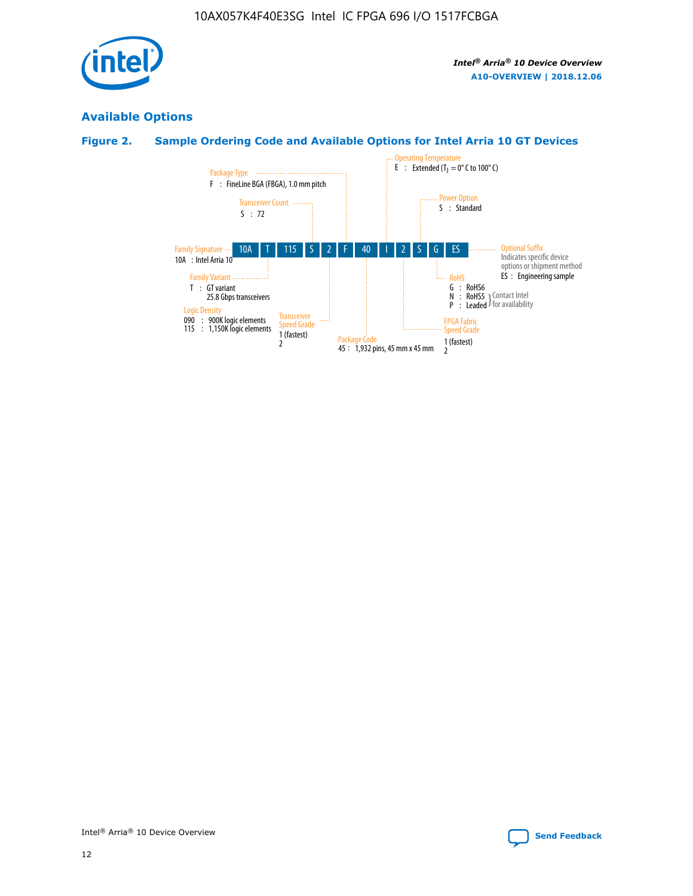## Available Options

### Figure 2. Sample Ordering Code and Available Options for Intel Arria 10 GT Devices

| 10A | T | 115 | S | 2 | F | 40 | I | 2 | S | G | ES |
|---|---|---|---|---|---|---|---|---|---|---|---|

**Family Signature**
10A : Intel Arria 10

**Family Variant**
T : GT variant
25.8 Gbps transceivers

**Logic Density**
090 : 900K logic elements
115 : 1,150K logic elements

**Transceiver Count**
S : 72

**Transceiver Speed Grade**
1 (fastest)
2

**Package Type**
F : FineLine BGA (FBGA), 1.0 mm pitch

**Package Code**
45 : 1,932 pins, 45 mm x 45 mm

**Operating Temperature**
E : Extended ($T_J$ = 0° C to 100° C)

**FPGA Fabric Speed Grade**
1 (fastest)
2

**Power Option**
S : Standard

**RoHS**
G : RoHS6
N : RoHS5 } Contact Intel for availability
P : Leaded } Contact Intel for availability

**Optional Suffix**
Indicates specific device options or shipment method
ES : Engineering sample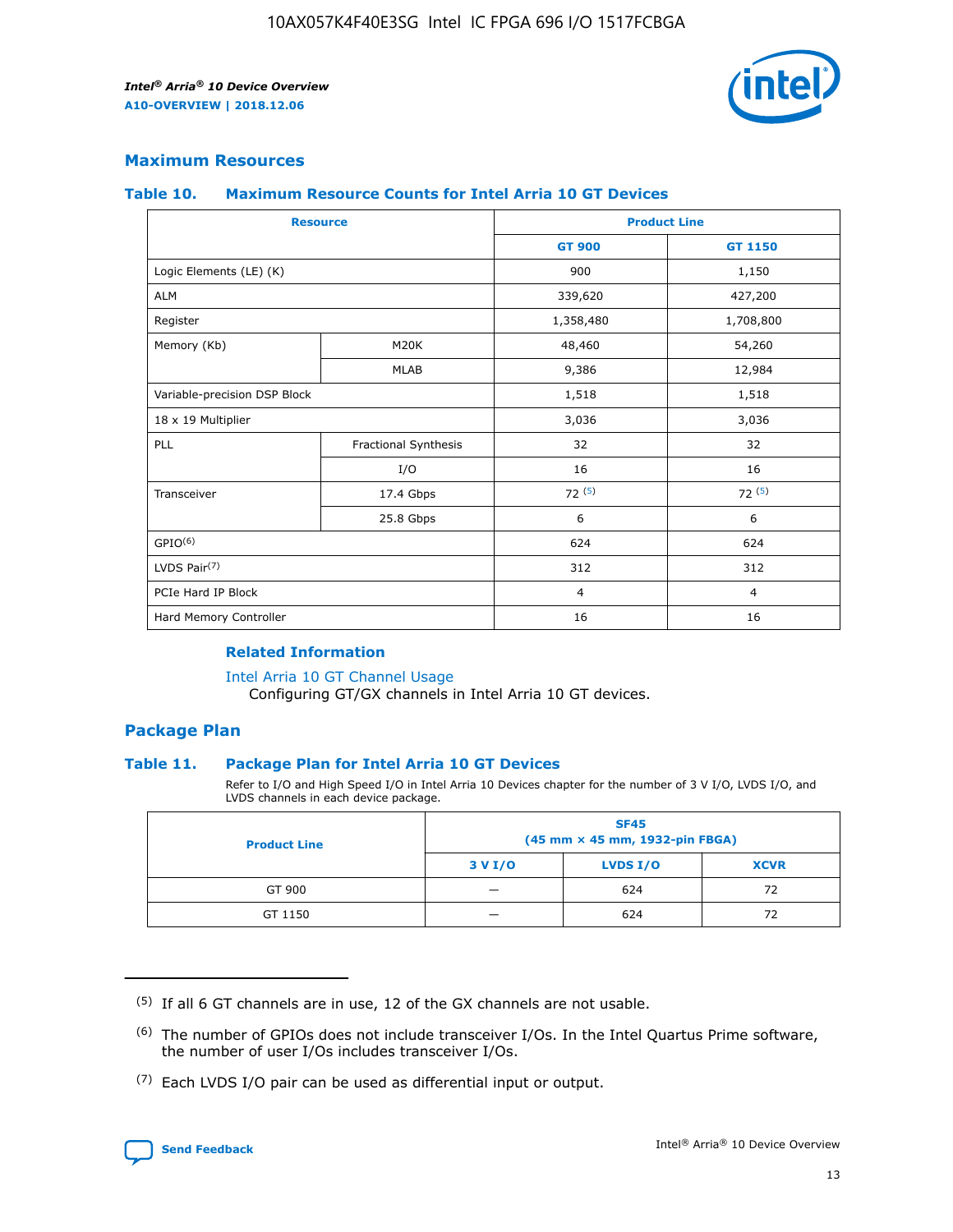## Maximum Resources

### Table 10. Maximum Resource Counts for Intel Arria 10 GT Devices

| Resource | | Product Line | |
|---|---|---|---|
| | | GT 900 | GT 1150 |
| Logic Elements (LE) (K) | | 900 | 1,150 |
| ALM | | 339,620 | 427,200 |
| Register | | 1,358,480 | 1,708,800 |
| Memory (Kb) | M20K | 48,460 | 54,260 |
| | MLAB | 9,386 | 12,984 |
| Variable-precision DSP Block | | 1,518 | 1,518 |
| 18 x 19 Multiplier | | 3,036 | 3,036 |
| PLL | Fractional Synthesis | 32 | 32 |
| | I/O | 16 | 16 |
| Transceiver | 17.4 Gbps | 72 [5] | 72 [5] |
| | 25.8 Gbps | 6 | 6 |
| GPIO[6] | | 624 | 624 |
| LVDS Pair[7] | | 312 | 312 |
| PCIe Hard IP Block | | 4 | 4 |
| Hard Memory Controller | | 16 | 16 |

#### Related Information

Intel Arria 10 GT Channel Usage

Configuring GT/GX channels in Intel Arria 10 GT devices.

## Package Plan

### Table 11. Package Plan for Intel Arria 10 GT Devices

Refer to I/O and High Speed I/O in Intel Arria 10 Devices chapter for the number of 3 V I/O, LVDS I/O, and LVDS channels in each device package.

| Product Line | SF45 (45 mm × 45 mm, 1932-pin FBGA) | | |
|---|---|---|---|
| | 3 V I/O | LVDS I/O | XCVR |
| GT 900 | — | 624 | 72 |
| GT 1150 | — | 624 | 72 |

---

(5) If all 6 GT channels are in use, 12 of the GX channels are not usable.

(6) The number of GPIOs does not include transceiver I/Os. In the Intel Quartus Prime software, the number of user I/Os includes transceiver I/Os.

(7) Each LVDS I/O pair can be used as differential input or output.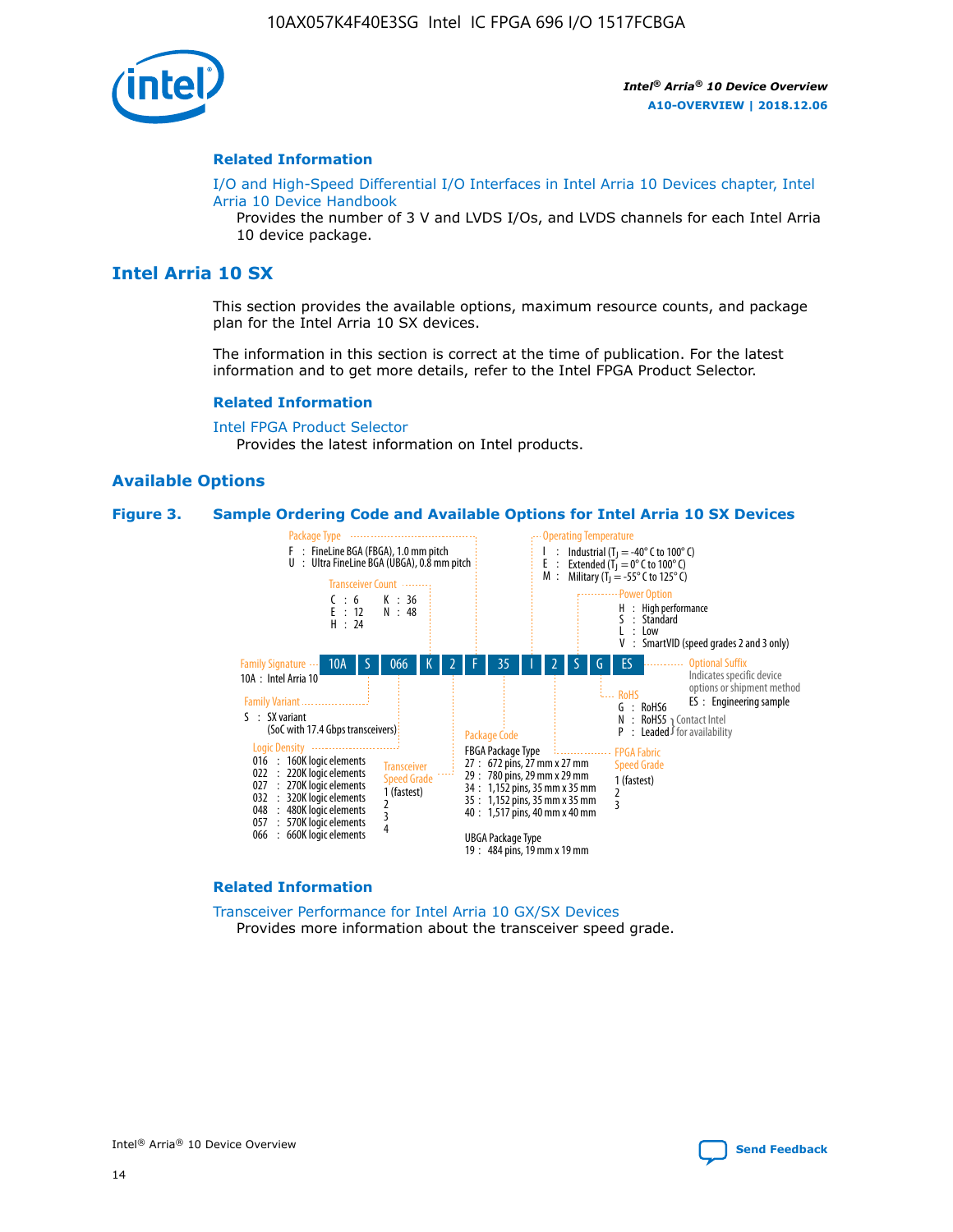**Related Information**

I/O and High-Speed Differential I/O Interfaces in Intel Arria 10 Devices chapter, Intel Arria 10 Device Handbook
Provides the number of 3 V and LVDS I/Os, and LVDS channels for each Intel Arria 10 device package.

## Intel Arria 10 SX

This section provides the available options, maximum resource counts, and package plan for the Intel Arria 10 SX devices.

The information in this section is correct at the time of publication. For the latest information and to get more details, refer to the Intel FPGA Product Selector.

**Related Information**

Intel FPGA Product Selector
Provides the latest information on Intel products.

### Available Options

**Figure 3. Sample Ordering Code and Available Options for Intel Arria 10 SX Devices**

Sample ordering code: 10A S 066 K 2 F 35 I 2 S G ES

- **Family Signature**
  - 10A : Intel Arria 10
- **Family Variant**
  - S : SX variant (SoC with 17.4 Gbps transceivers)
- **Logic Density**
  - 016 : 160K logic elements
  - 022 : 220K logic elements
  - 027 : 270K logic elements
  - 032 : 320K logic elements
  - 048 : 480K logic elements
  - 057 : 570K logic elements
  - 066 : 660K logic elements
- **Transceiver Count**
  - C : 6
  - E : 12
  - H : 24
  - K : 36
  - N : 48
- **Transceiver Speed Grade**
  - 1 (fastest)
  - 2
  - 3
  - 4
- **Package Type**
  - F : FineLine BGA (FBGA), 1.0 mm pitch
  - U : Ultra FineLine BGA (UBGA), 0.8 mm pitch
- **Package Code**
  - FBGA Package Type
    - 27 : 672 pins, 27 mm x 27 mm
    - 29 : 780 pins, 29 mm x 29 mm
    - 34 : 1,152 pins, 35 mm x 35 mm
    - 35 : 1,152 pins, 35 mm x 35 mm
    - 40 : 1,517 pins, 40 mm x 40 mm
  - UBGA Package Type
    - 19 : 484 pins, 19 mm x 19 mm
- **Operating Temperature**
  - I : Industrial ($T_J$ = -40° C to 100° C)
  - E : Extended ($T_J$ = 0° C to 100° C)
  - M : Military ($T_J$ = -55° C to 125° C)
- **FPGA Fabric Speed Grade**
  - 1 (fastest)
  - 2
  - 3
- **Power Option**
  - H : High performance
  - S : Standard
  - L : Low
  - V : SmartVID (speed grades 2 and 3 only)
- **RoHS**
  - G : RoHS6
  - N : RoHS5 (Contact Intel for availability)
  - P : Leaded (Contact Intel for availability)
- **Optional Suffix**
  - Indicates specific device options or shipment method
  - ES : Engineering sample

**Related Information**

Transceiver Performance for Intel Arria 10 GX/SX Devices
Provides more information about the transceiver speed grade.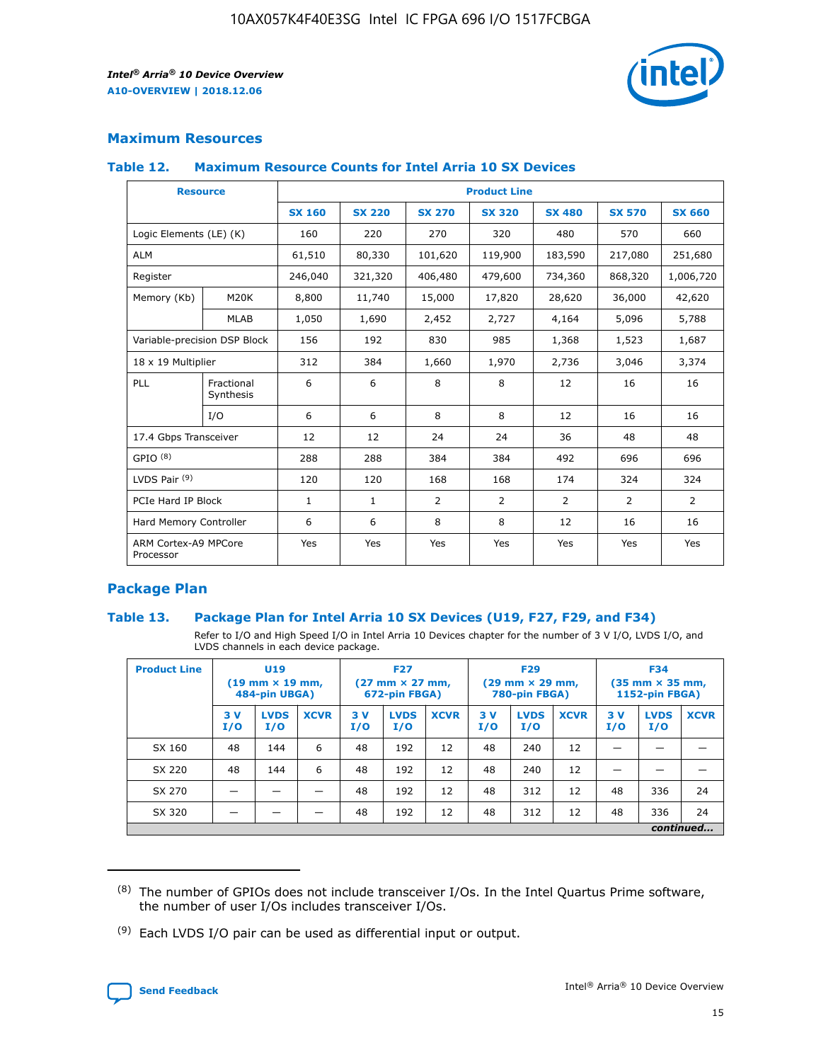## Maximum Resources

### Table 12. Maximum Resource Counts for Intel Arria 10 SX Devices

| Resource | | Product Line | | | | | | |
|---|---|---|---|---|---|---|---|---|
| | | SX 160 | SX 220 | SX 270 | SX 320 | SX 480 | SX 570 | SX 660 |
| Logic Elements (LE) (K) | | 160 | 220 | 270 | 320 | 480 | 570 | 660 |
| ALM | | 61,510 | 80,330 | 101,620 | 119,900 | 183,590 | 217,080 | 251,680 |
| Register | | 246,040 | 321,320 | 406,480 | 479,600 | 734,360 | 868,320 | 1,006,720 |
| Memory (Kb) | M20K | 8,800 | 11,740 | 15,000 | 17,820 | 28,620 | 36,000 | 42,620 |
| | MLAB | 1,050 | 1,690 | 2,452 | 2,727 | 4,164 | 5,096 | 5,788 |
| Variable-precision DSP Block | | 156 | 192 | 830 | 985 | 1,368 | 1,523 | 1,687 |
| 18 x 19 Multiplier | | 312 | 384 | 1,660 | 1,970 | 2,736 | 3,046 | 3,374 |
| PLL | Fractional Synthesis | 6 | 6 | 8 | 8 | 12 | 16 | 16 |
| | I/O | 6 | 6 | 8 | 8 | 12 | 16 | 16 |
| 17.4 Gbps Transceiver | | 12 | 12 | 24 | 24 | 36 | 48 | 48 |
| GPIO [(8)] | | 288 | 288 | 384 | 384 | 492 | 696 | 696 |
| LVDS Pair [(9)] | | 120 | 120 | 168 | 168 | 174 | 324 | 324 |
| PCIe Hard IP Block | | 1 | 1 | 2 | 2 | 2 | 2 | 2 |
| Hard Memory Controller | | 6 | 6 | 8 | 8 | 12 | 16 | 16 |
| ARM Cortex-A9 MPCore Processor | | Yes | Yes | Yes | Yes | Yes | Yes | Yes |

## Package Plan

### Table 13. Package Plan for Intel Arria 10 SX Devices (U19, F27, F29, and F34)

Refer to I/O and High Speed I/O in Intel Arria 10 Devices chapter for the number of 3 V I/O, LVDS I/O, and LVDS channels in each device package.

| Product Line | U19 (19 mm × 19 mm, 484-pin UBGA) | | | F27 (27 mm × 27 mm, 672-pin FBGA) | | | F29 (29 mm × 29 mm, 780-pin FBGA) | | | F34 (35 mm × 35 mm, 1152-pin FBGA) | | |
|---|---|---|---|---|---|---|---|---|---|---|---|---|
| | 3 V I/O | LVDS I/O | XCVR | 3 V I/O | LVDS I/O | XCVR | 3 V I/O | LVDS I/O | XCVR | 3 V I/O | LVDS I/O | XCVR |
| SX 160 | 48 | 144 | 6 | 48 | 192 | 12 | 48 | 240 | 12 | — | — | — |
| SX 220 | 48 | 144 | 6 | 48 | 192 | 12 | 48 | 240 | 12 | — | — | — |
| SX 270 | — | — | — | 48 | 192 | 12 | 48 | 312 | 12 | 48 | 336 | 24 |
| SX 320 | — | — | — | 48 | 192 | 12 | 48 | 312 | 12 | 48 | 336 | 24 |

*continued...*

(8) The number of GPIOs does not include transceiver I/Os. In the Intel Quartus Prime software, the number of user I/Os includes transceiver I/Os.

(9) Each LVDS I/O pair can be used as differential input or output.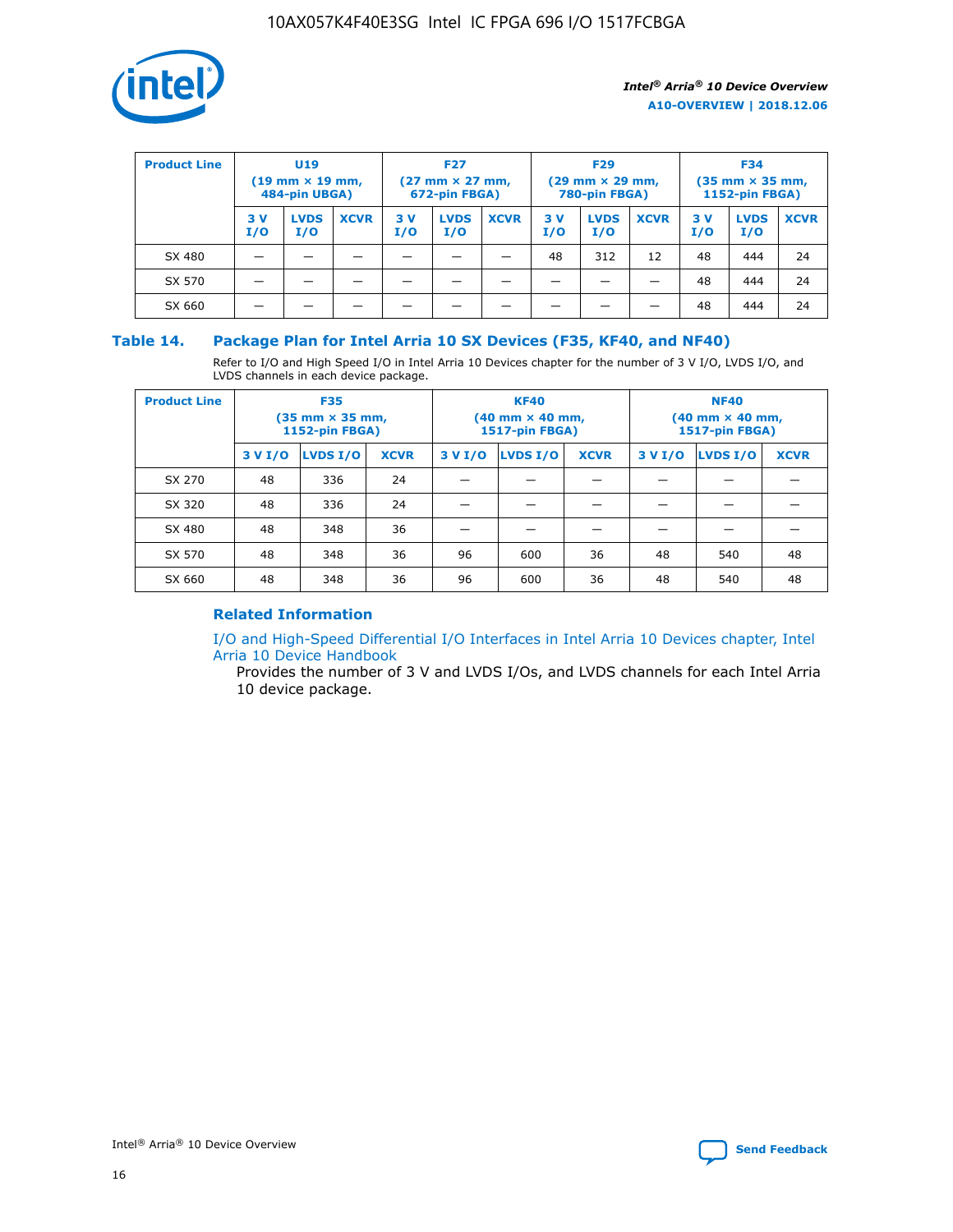| Product Line | U19 (19 mm × 19 mm, 484-pin UBGA) | | | F27 (27 mm × 27 mm, 672-pin FBGA) | | | F29 (29 mm × 29 mm, 780-pin FBGA) | | | F34 (35 mm × 35 mm, 1152-pin FBGA) | | |
|---|---|---|---|---|---|---|---|---|---|---|---|---|
| | 3 V I/O | LVDS I/O | XCVR | 3 V I/O | LVDS I/O | XCVR | 3 V I/O | LVDS I/O | XCVR | 3 V I/O | LVDS I/O | XCVR |
| SX 480 | — | — | — | — | — | — | 48 | 312 | 12 | 48 | 444 | 24 |
| SX 570 | — | — | — | — | — | — | — | — | — | 48 | 444 | 24 |
| SX 660 | — | — | — | — | — | — | — | — | — | 48 | 444 | 24 |

### Table 14. Package Plan for Intel Arria 10 SX Devices (F35, KF40, and NF40)

Refer to I/O and High Speed I/O in Intel Arria 10 Devices chapter for the number of 3 V I/O, LVDS I/O, and LVDS channels in each device package.

| Product Line | F35 (35 mm × 35 mm, 1152-pin FBGA) | | | KF40 (40 mm × 40 mm, 1517-pin FBGA) | | | NF40 (40 mm × 40 mm, 1517-pin FBGA) | | |
|---|---|---|---|---|---|---|---|---|---|
| | 3 V I/O | LVDS I/O | XCVR | 3 V I/O | LVDS I/O | XCVR | 3 V I/O | LVDS I/O | XCVR |
| SX 270 | 48 | 336 | 24 | — | — | — | — | — | — |
| SX 320 | 48 | 336 | 24 | — | — | — | — | — | — |
| SX 480 | 48 | 348 | 36 | — | — | — | — | — | — |
| SX 570 | 48 | 348 | 36 | 96 | 600 | 36 | 48 | 540 | 48 |
| SX 660 | 48 | 348 | 36 | 96 | 600 | 36 | 48 | 540 | 48 |

#### Related Information

I/O and High-Speed Differential I/O Interfaces in Intel Arria 10 Devices chapter, Intel Arria 10 Device Handbook

Provides the number of 3 V and LVDS I/Os, and LVDS channels for each Intel Arria 10 device package.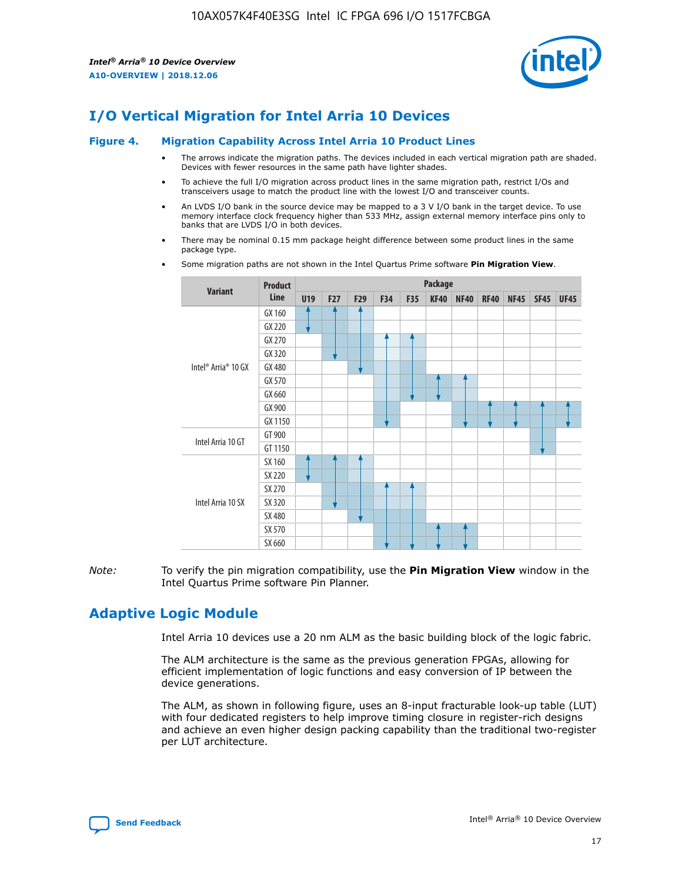# I/O Vertical Migration for Intel Arria 10 Devices

**Figure 4. Migration Capability Across Intel Arria 10 Product Lines**

- The arrows indicate the migration paths. The devices included in each vertical migration path are shaded. Devices with fewer resources in the same path have lighter shades.
- To achieve the full I/O migration across product lines in the same migration path, restrict I/Os and transceivers usage to match the product line with the lowest I/O and transceiver counts.
- An LVDS I/O bank in the source device may be mapped to a 3 V I/O bank in the target device. To use memory interface clock frequency higher than 533 MHz, assign external memory interface pins only to banks that are LVDS I/O in both devices.
- There may be nominal 0.15 mm package height difference between some product lines in the same package type.
- Some migration paths are not shown in the Intel Quartus Prime software **Pin Migration View**.

| Variant | Product Line | Package | | | | | | | | | | |
|---|---|---|---|---|---|---|---|---|---|---|---|---|
| | | U19 | F27 | F29 | F34 | F35 | KF40 | NF40 | RF40 | NF45 | SF45 | UF45 |
| Intel® Arria® 10 GX | GX 160 | | | | | | | | | | | |
| | GX 220 | | | | | | | | | | | |
| | GX 270 | | | | | | | | | | | |
| | GX 320 | | | | | | | | | | | |
| | GX 480 | | | | | | | | | | | |
| | GX 570 | | | | | | | | | | | |
| | GX 660 | | | | | | | | | | | |
| | GX 900 | | | | | | | | | | | |
| | GX 1150 | | | | | | | | | | | |
| Intel Arria 10 GT | GT 900 | | | | | | | | | | | |
| | GT 1150 | | | | | | | | | | | |
| Intel Arria 10 SX | SX 160 | | | | | | | | | | | |
| | SX 220 | | | | | | | | | | | |
| | SX 270 | | | | | | | | | | | |
| | SX 320 | | | | | | | | | | | |
| | SX 480 | | | | | | | | | | | |
| | SX 570 | | | | | | | | | | | |
| | SX 660 | | | | | | | | | | | |

*Note:* To verify the pin migration compatibility, use the **Pin Migration View** window in the Intel Quartus Prime software Pin Planner.

# Adaptive Logic Module

Intel Arria 10 devices use a 20 nm ALM as the basic building block of the logic fabric.

The ALM architecture is the same as the previous generation FPGAs, allowing for efficient implementation of logic functions and easy conversion of IP between the device generations.

The ALM, as shown in following figure, uses an 8-input fracturable look-up table (LUT) with four dedicated registers to help improve timing closure in register-rich designs and achieve an even higher design packing capability than the traditional two-register per LUT architecture.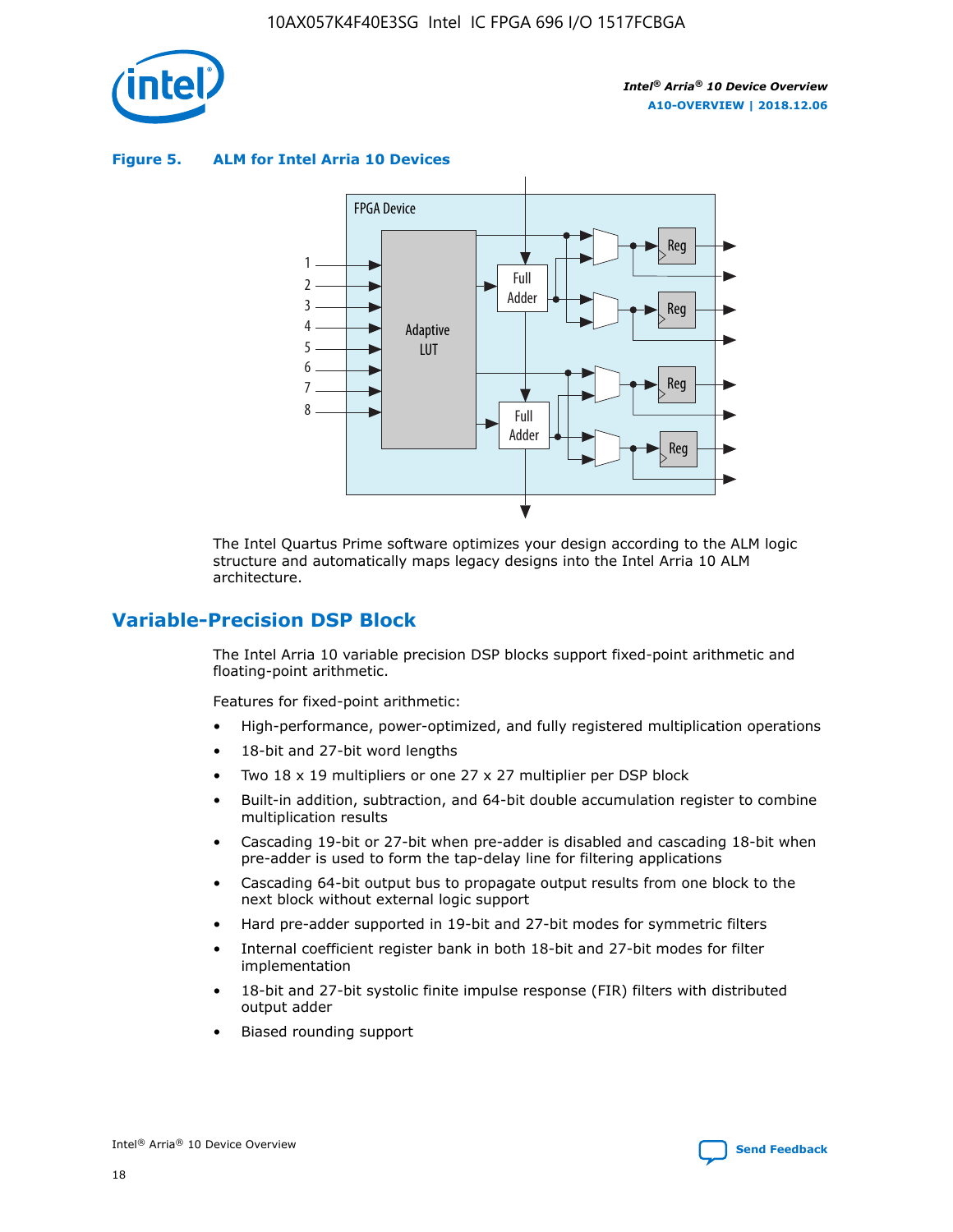**Figure 5. ALM for Intel Arria 10 Devices**

The Intel Quartus Prime software optimizes your design according to the ALM logic structure and automatically maps legacy designs into the Intel Arria 10 ALM architecture.

## Variable-Precision DSP Block

The Intel Arria 10 variable precision DSP blocks support fixed-point arithmetic and floating-point arithmetic.

Features for fixed-point arithmetic:

- High-performance, power-optimized, and fully registered multiplication operations
- 18-bit and 27-bit word lengths
- Two 18 x 19 multipliers or one 27 x 27 multiplier per DSP block
- Built-in addition, subtraction, and 64-bit double accumulation register to combine multiplication results
- Cascading 19-bit or 27-bit when pre-adder is disabled and cascading 18-bit when pre-adder is used to form the tap-delay line for filtering applications
- Cascading 64-bit output bus to propagate output results from one block to the next block without external logic support
- Hard pre-adder supported in 19-bit and 27-bit modes for symmetric filters
- Internal coefficient register bank in both 18-bit and 27-bit modes for filter implementation
- 18-bit and 27-bit systolic finite impulse response (FIR) filters with distributed output adder
- Biased rounding support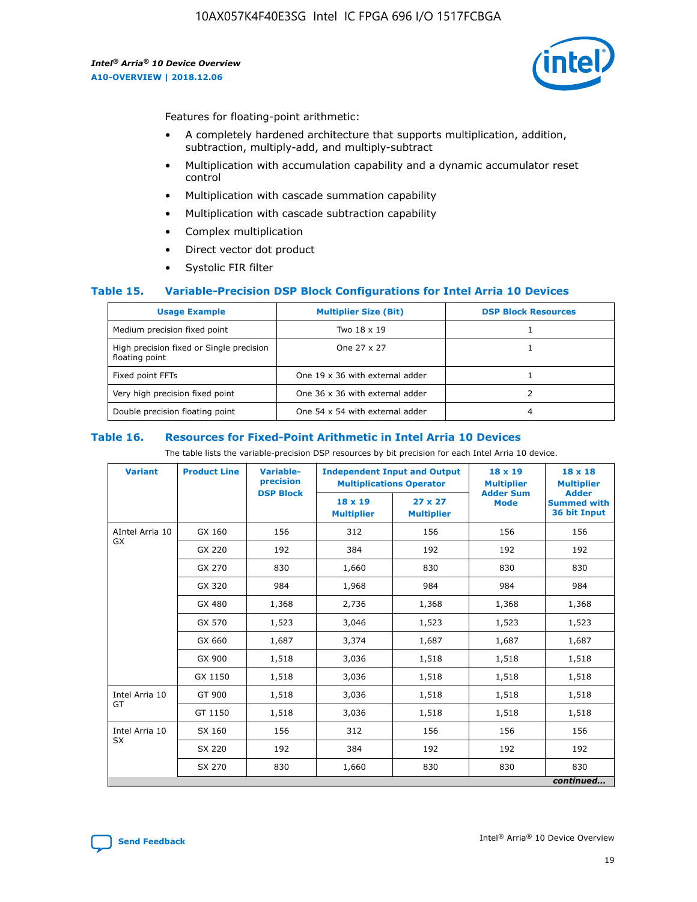Features for floating-point arithmetic:

- A completely hardened architecture that supports multiplication, addition, subtraction, multiply-add, and multiply-subtract
- Multiplication with accumulation capability and a dynamic accumulator reset control
- Multiplication with cascade summation capability
- Multiplication with cascade subtraction capability
- Complex multiplication
- Direct vector dot product
- Systolic FIR filter

### Table 15. Variable-Precision DSP Block Configurations for Intel Arria 10 Devices

| Usage Example | Multiplier Size (Bit) | DSP Block Resources |
|---|---|---|
| Medium precision fixed point | Two 18 x 19 | 1 |
| High precision fixed or Single precision floating point | One 27 x 27 | 1 |
| Fixed point FFTs | One 19 x 36 with external adder | 1 |
| Very high precision fixed point | One 36 x 36 with external adder | 2 |
| Double precision floating point | One 54 x 54 with external adder | 4 |

### Table 16. Resources for Fixed-Point Arithmetic in Intel Arria 10 Devices

The table lists the variable-precision DSP resources by bit precision for each Intel Arria 10 device.

| Variant | Product Line | Variable-precision DSP Block | Independent Input and Output Multiplications Operator | | 18 x 19 Multiplier Adder Sum Mode | 18 x 18 Multiplier Adder Summed with 36 bit Input |
|---|---|---|---|---|---|---|
| | | | 18 x 19 Multiplier | 27 x 27 Multiplier | | |
| AIntel Arria 10 GX | GX 160 | 156 | 312 | 156 | 156 | 156 |
| | GX 220 | 192 | 384 | 192 | 192 | 192 |
| | GX 270 | 830 | 1,660 | 830 | 830 | 830 |
| | GX 320 | 984 | 1,968 | 984 | 984 | 984 |
| | GX 480 | 1,368 | 2,736 | 1,368 | 1,368 | 1,368 |
| | GX 570 | 1,523 | 3,046 | 1,523 | 1,523 | 1,523 |
| | GX 660 | 1,687 | 3,374 | 1,687 | 1,687 | 1,687 |
| | GX 900 | 1,518 | 3,036 | 1,518 | 1,518 | 1,518 |
| | GX 1150 | 1,518 | 3,036 | 1,518 | 1,518 | 1,518 |
| Intel Arria 10 GT | GT 900 | 1,518 | 3,036 | 1,518 | 1,518 | 1,518 |
| | GT 1150 | 1,518 | 3,036 | 1,518 | 1,518 | 1,518 |
| Intel Arria 10 SX | SX 160 | 156 | 312 | 156 | 156 | 156 |
| | SX 220 | 192 | 384 | 192 | 192 | 192 |
| | SX 270 | 830 | 1,660 | 830 | 830 | 830 |

*continued...*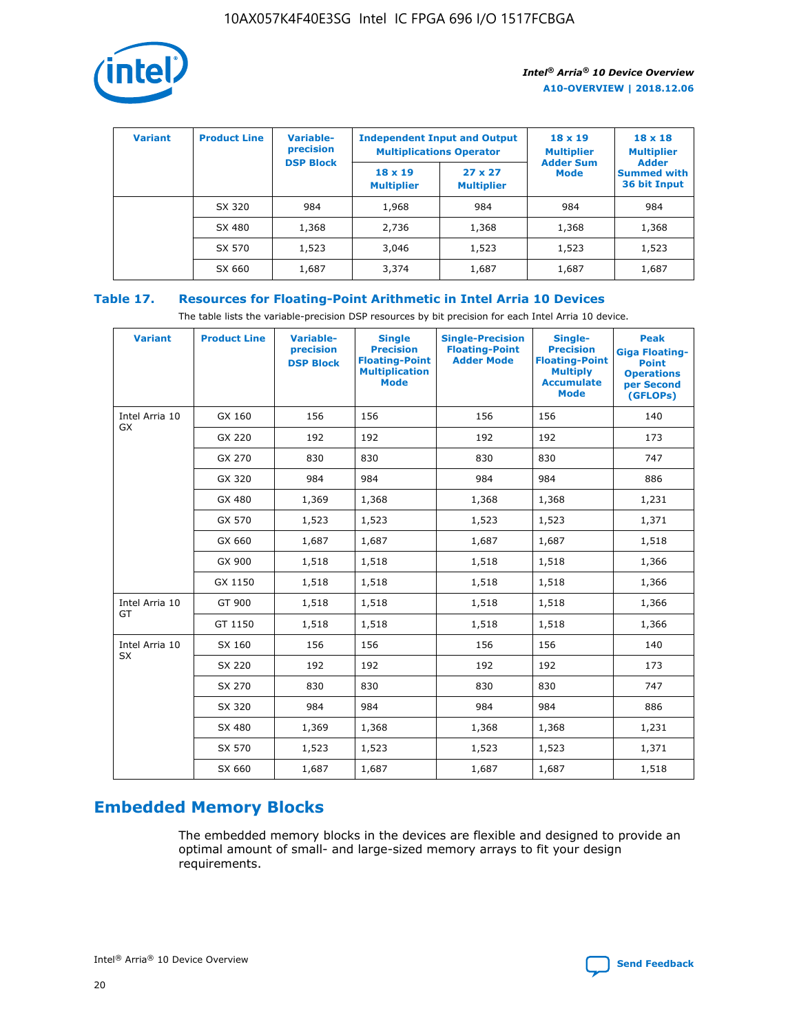| Variant | Product Line | Variable-precision DSP Block | Independent Input and Output Multiplications Operator | | 18 x 19 Multiplier Adder Sum Mode | 18 x 18 Multiplier Adder Summed with 36 bit Input |
|---|---|---|---|---|---|---|
| | | | 18 x 19 Multiplier | 27 x 27 Multiplier | | |
| | SX 320 | 984 | 1,968 | 984 | 984 | 984 |
| | SX 480 | 1,368 | 2,736 | 1,368 | 1,368 | 1,368 |
| | SX 570 | 1,523 | 3,046 | 1,523 | 1,523 | 1,523 |
| | SX 660 | 1,687 | 3,374 | 1,687 | 1,687 | 1,687 |

**Table 17. Resources for Floating-Point Arithmetic in Intel Arria 10 Devices**

The table lists the variable-precision DSP resources by bit precision for each Intel Arria 10 device.

| Variant | Product Line | Variable-precision DSP Block | Single Precision Floating-Point Multiplication Mode | Single-Precision Floating-Point Adder Mode | Single-Precision Floating-Point Multiply Accumulate Mode | Peak Giga Floating-Point Operations per Second (GFLOPs) |
|---|---|---|---|---|---|---|
| Intel Arria 10 GX | GX 160 | 156 | 156 | 156 | 156 | 140 |
| | GX 220 | 192 | 192 | 192 | 192 | 173 |
| | GX 270 | 830 | 830 | 830 | 830 | 747 |
| | GX 320 | 984 | 984 | 984 | 984 | 886 |
| | GX 480 | 1,369 | 1,368 | 1,368 | 1,368 | 1,231 |
| | GX 570 | 1,523 | 1,523 | 1,523 | 1,523 | 1,371 |
| | GX 660 | 1,687 | 1,687 | 1,687 | 1,687 | 1,518 |
| | GX 900 | 1,518 | 1,518 | 1,518 | 1,518 | 1,366 |
| | GX 1150 | 1,518 | 1,518 | 1,518 | 1,518 | 1,366 |
| Intel Arria 10 GT | GT 900 | 1,518 | 1,518 | 1,518 | 1,518 | 1,366 |
| | GT 1150 | 1,518 | 1,518 | 1,518 | 1,518 | 1,366 |
| Intel Arria 10 SX | SX 160 | 156 | 156 | 156 | 156 | 140 |
| | SX 220 | 192 | 192 | 192 | 192 | 173 |
| | SX 270 | 830 | 830 | 830 | 830 | 747 |
| | SX 320 | 984 | 984 | 984 | 984 | 886 |
| | SX 480 | 1,369 | 1,368 | 1,368 | 1,368 | 1,231 |
| | SX 570 | 1,523 | 1,523 | 1,523 | 1,523 | 1,371 |
| | SX 660 | 1,687 | 1,687 | 1,687 | 1,687 | 1,518 |

## Embedded Memory Blocks

The embedded memory blocks in the devices are flexible and designed to provide an optimal amount of small- and large-sized memory arrays to fit your design requirements.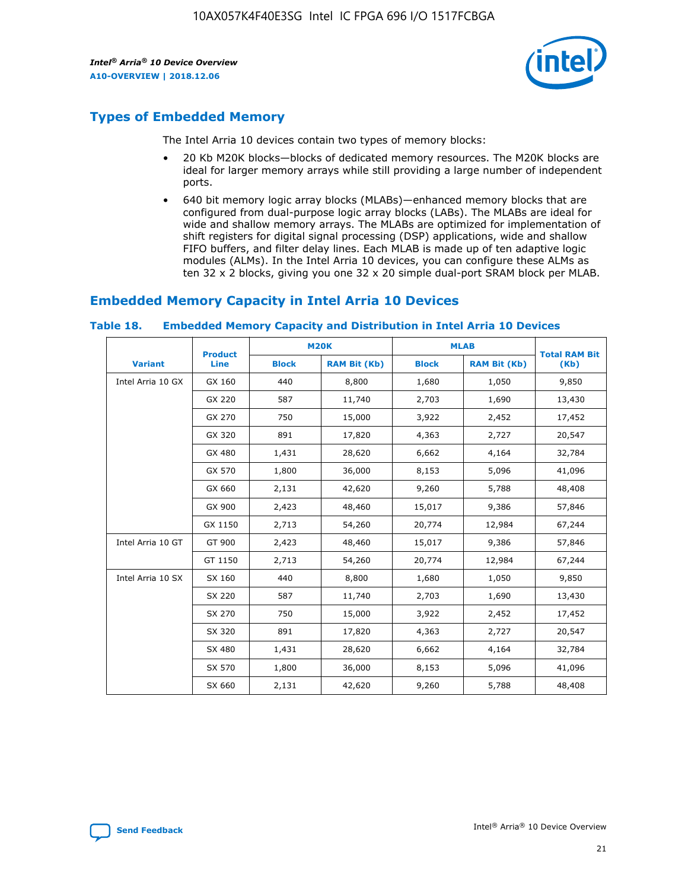## Types of Embedded Memory

The Intel Arria 10 devices contain two types of memory blocks:

- 20 Kb M20K blocks—blocks of dedicated memory resources. The M20K blocks are ideal for larger memory arrays while still providing a large number of independent ports.
- 640 bit memory logic array blocks (MLABs)—enhanced memory blocks that are configured from dual-purpose logic array blocks (LABs). The MLABs are ideal for wide and shallow memory arrays. The MLABs are optimized for implementation of shift registers for digital signal processing (DSP) applications, wide and shallow FIFO buffers, and filter delay lines. Each MLAB is made up of ten adaptive logic modules (ALMs). In the Intel Arria 10 devices, you can configure these ALMs as ten 32 x 2 blocks, giving you one 32 x 20 simple dual-port SRAM block per MLAB.

## Embedded Memory Capacity in Intel Arria 10 Devices

**Table 18. Embedded Memory Capacity and Distribution in Intel Arria 10 Devices**

| Variant | Product Line | M20K | | MLAB | | Total RAM Bit (Kb) |
|---|---|---|---|---|---|---|
| | | Block | RAM Bit (Kb) | Block | RAM Bit (Kb) | |
| Intel Arria 10 GX | GX 160 | 440 | 8,800 | 1,680 | 1,050 | 9,850 |
| | GX 220 | 587 | 11,740 | 2,703 | 1,690 | 13,430 |
| | GX 270 | 750 | 15,000 | 3,922 | 2,452 | 17,452 |
| | GX 320 | 891 | 17,820 | 4,363 | 2,727 | 20,547 |
| | GX 480 | 1,431 | 28,620 | 6,662 | 4,164 | 32,784 |
| | GX 570 | 1,800 | 36,000 | 8,153 | 5,096 | 41,096 |
| | GX 660 | 2,131 | 42,620 | 9,260 | 5,788 | 48,408 |
| | GX 900 | 2,423 | 48,460 | 15,017 | 9,386 | 57,846 |
| | GX 1150 | 2,713 | 54,260 | 20,774 | 12,984 | 67,244 |
| Intel Arria 10 GT | GT 900 | 2,423 | 48,460 | 15,017 | 9,386 | 57,846 |
| | GT 1150 | 2,713 | 54,260 | 20,774 | 12,984 | 67,244 |
| Intel Arria 10 SX | SX 160 | 440 | 8,800 | 1,680 | 1,050 | 9,850 |
| | SX 220 | 587 | 11,740 | 2,703 | 1,690 | 13,430 |
| | SX 270 | 750 | 15,000 | 3,922 | 2,452 | 17,452 |
| | SX 320 | 891 | 17,820 | 4,363 | 2,727 | 20,547 |
| | SX 480 | 1,431 | 28,620 | 6,662 | 4,164 | 32,784 |
| | SX 570 | 1,800 | 36,000 | 8,153 | 5,096 | 41,096 |
| | SX 660 | 2,131 | 42,620 | 9,260 | 5,788 | 48,408 |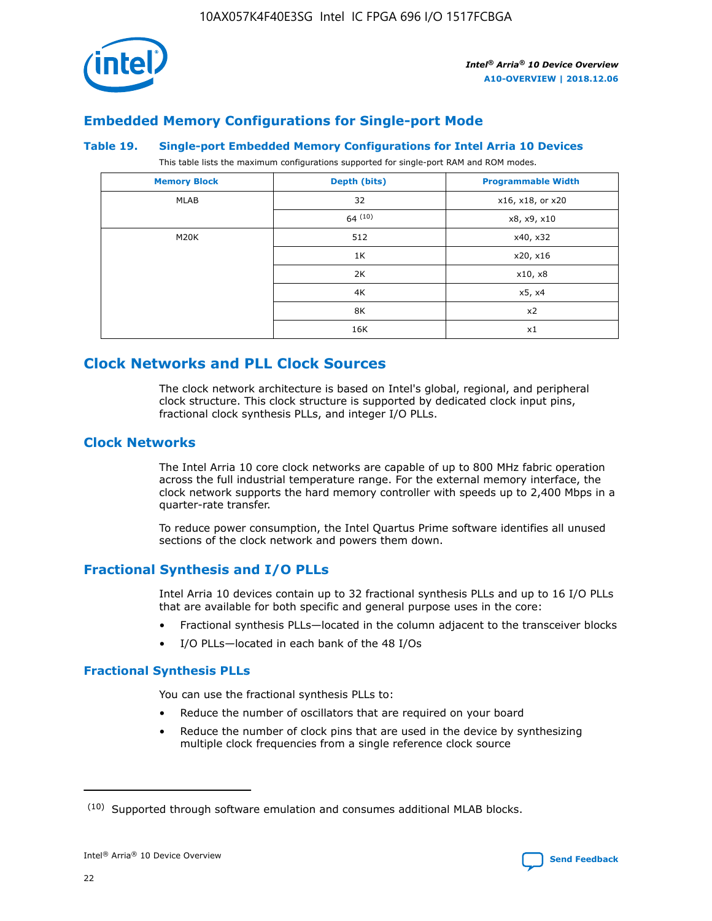## Embedded Memory Configurations for Single-port Mode

### Table 19. Single-port Embedded Memory Configurations for Intel Arria 10 Devices

This table lists the maximum configurations supported for single-port RAM and ROM modes.

| Memory Block | Depth (bits) | Programmable Width |
| --- | --- | --- |
| MLAB | 32 | x16, x18, or x20 |
| | 64 (10) | x8, x9, x10 |
| M20K | 512 | x40, x32 |
| | 1K | x20, x16 |
| | 2K | x10, x8 |
| | 4K | x5, x4 |
| | 8K | x2 |
| | 16K | x1 |

## Clock Networks and PLL Clock Sources

The clock network architecture is based on Intel's global, regional, and peripheral clock structure. This clock structure is supported by dedicated clock input pins, fractional clock synthesis PLLs, and integer I/O PLLs.

## Clock Networks

The Intel Arria 10 core clock networks are capable of up to 800 MHz fabric operation across the full industrial temperature range. For the external memory interface, the clock network supports the hard memory controller with speeds up to 2,400 Mbps in a quarter-rate transfer.

To reduce power consumption, the Intel Quartus Prime software identifies all unused sections of the clock network and powers them down.

## Fractional Synthesis and I/O PLLs

Intel Arria 10 devices contain up to 32 fractional synthesis PLLs and up to 16 I/O PLLs that are available for both specific and general purpose uses in the core:

- Fractional synthesis PLLs—located in the column adjacent to the transceiver blocks
- I/O PLLs—located in each bank of the 48 I/Os

### Fractional Synthesis PLLs

You can use the fractional synthesis PLLs to:

- Reduce the number of oscillators that are required on your board
- Reduce the number of clock pins that are used in the device by synthesizing multiple clock frequencies from a single reference clock source

(10) Supported through software emulation and consumes additional MLAB blocks.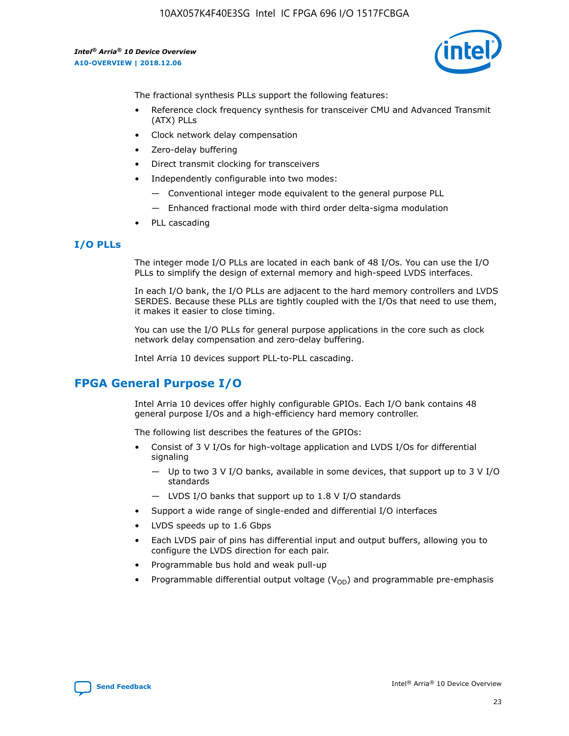The fractional synthesis PLLs support the following features:

- Reference clock frequency synthesis for transceiver CMU and Advanced Transmit (ATX) PLLs
- Clock network delay compensation
- Zero-delay buffering
- Direct transmit clocking for transceivers
- Independently configurable into two modes:
  - — Conventional integer mode equivalent to the general purpose PLL
  - — Enhanced fractional mode with third order delta-sigma modulation
- PLL cascading

### I/O PLLs

The integer mode I/O PLLs are located in each bank of 48 I/Os. You can use the I/O PLLs to simplify the design of external memory and high-speed LVDS interfaces.

In each I/O bank, the I/O PLLs are adjacent to the hard memory controllers and LVDS SERDES. Because these PLLs are tightly coupled with the I/Os that need to use them, it makes it easier to close timing.

You can use the I/O PLLs for general purpose applications in the core such as clock network delay compensation and zero-delay buffering.

Intel Arria 10 devices support PLL-to-PLL cascading.

## FPGA General Purpose I/O

Intel Arria 10 devices offer highly configurable GPIOs. Each I/O bank contains 48 general purpose I/Os and a high-efficiency hard memory controller.

The following list describes the features of the GPIOs:

- Consist of 3 V I/Os for high-voltage application and LVDS I/Os for differential signaling
  - — Up to two 3 V I/O banks, available in some devices, that support up to 3 V I/O standards
  - — LVDS I/O banks that support up to 1.8 V I/O standards
- Support a wide range of single-ended and differential I/O interfaces
- LVDS speeds up to 1.6 Gbps
- Each LVDS pair of pins has differential input and output buffers, allowing you to configure the LVDS direction for each pair.
- Programmable bus hold and weak pull-up
- Programmable differential output voltage ($V_{OD}$) and programmable pre-emphasis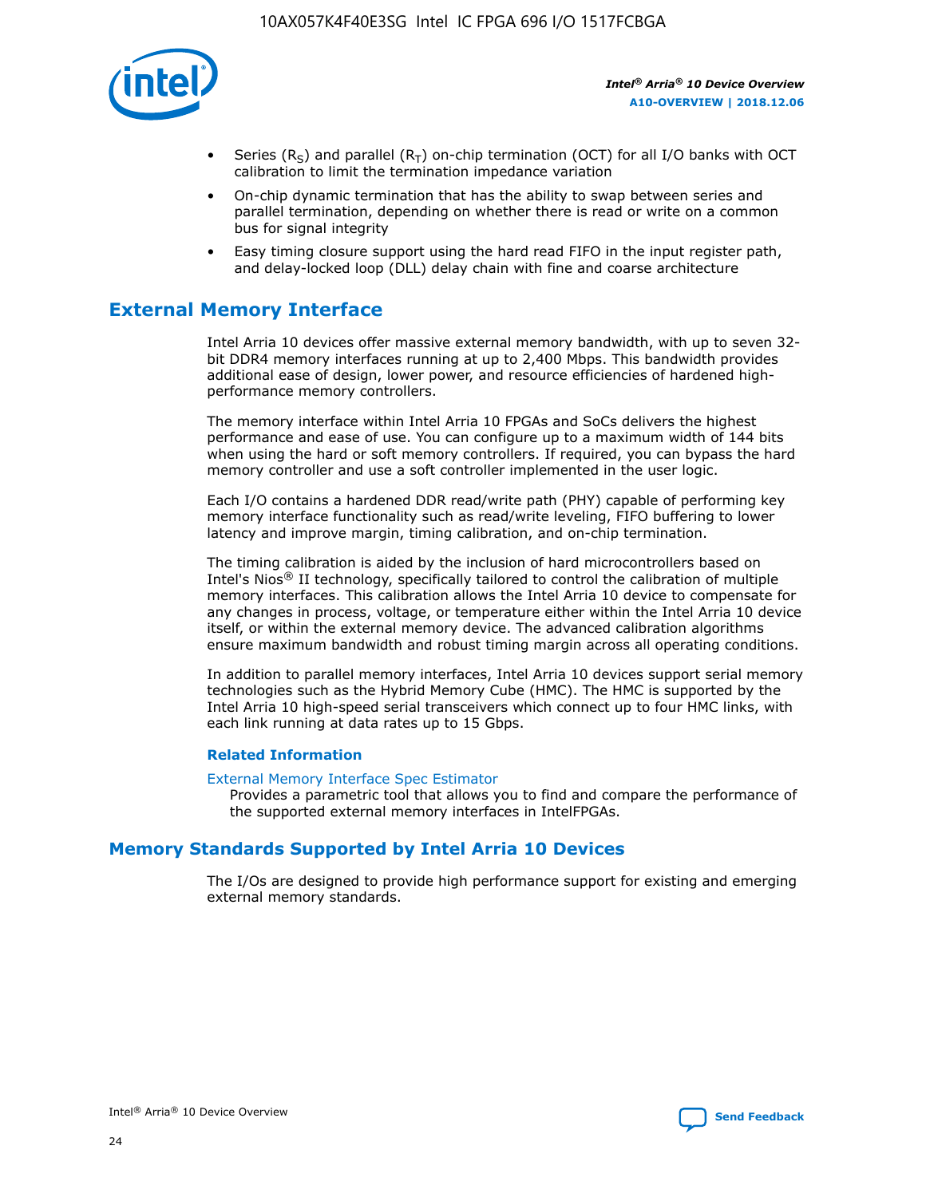- Series ($R_S$) and parallel ($R_T$) on-chip termination (OCT) for all I/O banks with OCT calibration to limit the termination impedance variation
- On-chip dynamic termination that has the ability to swap between series and parallel termination, depending on whether there is read or write on a common bus for signal integrity
- Easy timing closure support using the hard read FIFO in the input register path, and delay-locked loop (DLL) delay chain with fine and coarse architecture

## External Memory Interface

Intel Arria 10 devices offer massive external memory bandwidth, with up to seven 32-bit DDR4 memory interfaces running at up to 2,400 Mbps. This bandwidth provides additional ease of design, lower power, and resource efficiencies of hardened high-performance memory controllers.

The memory interface within Intel Arria 10 FPGAs and SoCs delivers the highest performance and ease of use. You can configure up to a maximum width of 144 bits when using the hard or soft memory controllers. If required, you can bypass the hard memory controller and use a soft controller implemented in the user logic.

Each I/O contains a hardened DDR read/write path (PHY) capable of performing key memory interface functionality such as read/write leveling, FIFO buffering to lower latency and improve margin, timing calibration, and on-chip termination.

The timing calibration is aided by the inclusion of hard microcontrollers based on Intel's Nios® II technology, specifically tailored to control the calibration of multiple memory interfaces. This calibration allows the Intel Arria 10 device to compensate for any changes in process, voltage, or temperature either within the Intel Arria 10 device itself, or within the external memory device. The advanced calibration algorithms ensure maximum bandwidth and robust timing margin across all operating conditions.

In addition to parallel memory interfaces, Intel Arria 10 devices support serial memory technologies such as the Hybrid Memory Cube (HMC). The HMC is supported by the Intel Arria 10 high-speed serial transceivers which connect up to four HMC links, with each link running at data rates up to 15 Gbps.

### Related Information

External Memory Interface Spec Estimator
Provides a parametric tool that allows you to find and compare the performance of the supported external memory interfaces in IntelFPGAs.

## Memory Standards Supported by Intel Arria 10 Devices

The I/Os are designed to provide high performance support for existing and emerging external memory standards.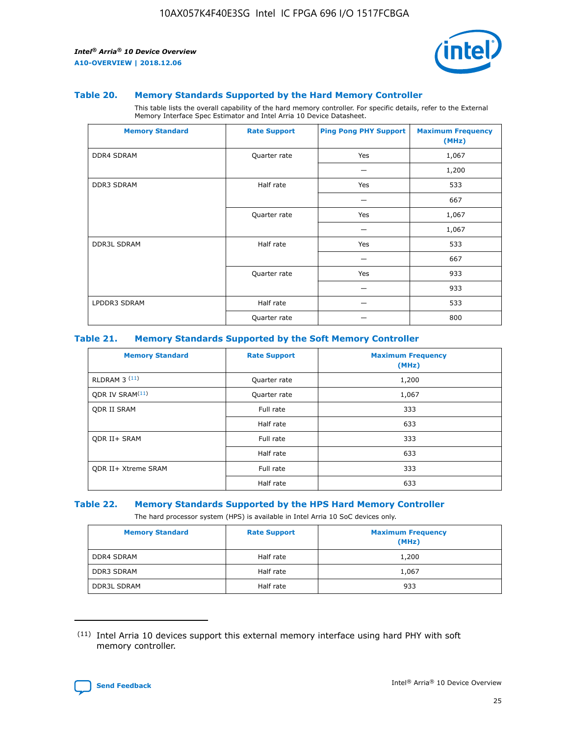### Table 20. Memory Standards Supported by the Hard Memory Controller

This table lists the overall capability of the hard memory controller. For specific details, refer to the External Memory Interface Spec Estimator and Intel Arria 10 Device Datasheet.

| Memory Standard | Rate Support | Ping Pong PHY Support | Maximum Frequency (MHz) |
|---|---|---|---|
| DDR4 SDRAM | Quarter rate | Yes | 1,067 |
| | | — | 1,200 |
| DDR3 SDRAM | Half rate | Yes | 533 |
| | | — | 667 |
| | Quarter rate | Yes | 1,067 |
| | | — | 1,067 |
| DDR3L SDRAM | Half rate | Yes | 533 |
| | | — | 667 |
| | Quarter rate | Yes | 933 |
| | | — | 933 |
| LPDDR3 SDRAM | Half rate | — | 533 |
| | Quarter rate | — | 800 |

### Table 21. Memory Standards Supported by the Soft Memory Controller

| Memory Standard | Rate Support | Maximum Frequency (MHz) |
|---|---|---|
| RLDRAM 3 [(11)] | Quarter rate | 1,200 |
| QDR IV SRAM[(11)] | Quarter rate | 1,067 |
| QDR II SRAM | Full rate | 333 |
| | Half rate | 633 |
| QDR II+ SRAM | Full rate | 333 |
| | Half rate | 633 |
| QDR II+ Xtreme SRAM | Full rate | 333 |
| | Half rate | 633 |

### Table 22. Memory Standards Supported by the HPS Hard Memory Controller

The hard processor system (HPS) is available in Intel Arria 10 SoC devices only.

| Memory Standard | Rate Support | Maximum Frequency (MHz) |
|---|---|---|
| DDR4 SDRAM | Half rate | 1,200 |
| DDR3 SDRAM | Half rate | 1,067 |
| DDR3L SDRAM | Half rate | 933 |

(11) Intel Arria 10 devices support this external memory interface using hard PHY with soft memory controller.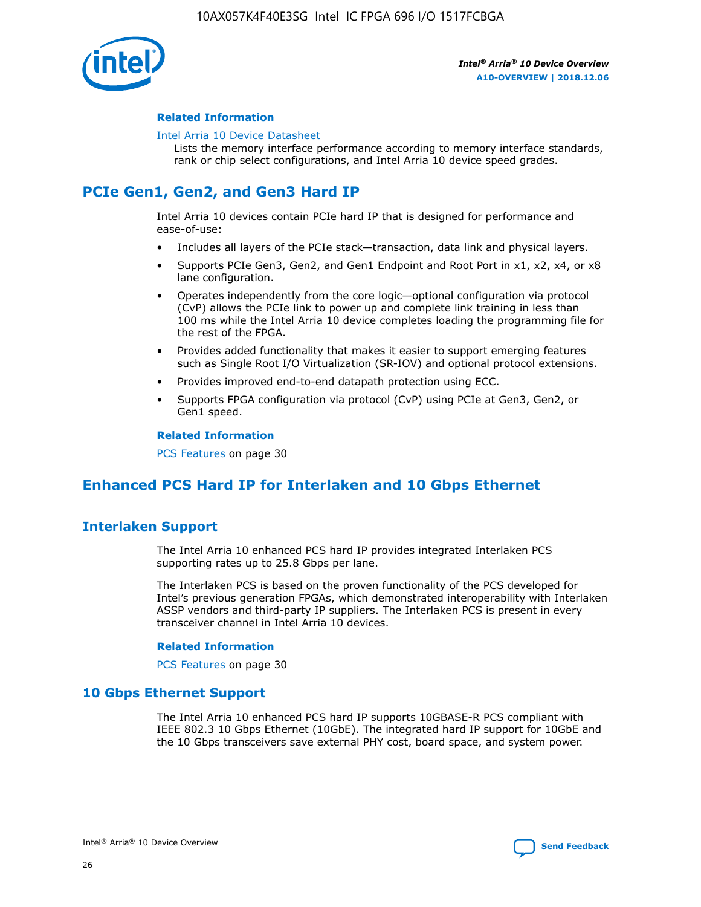#### Related Information

Intel Arria 10 Device Datasheet
Lists the memory interface performance according to memory interface standards, rank or chip select configurations, and Intel Arria 10 device speed grades.

## PCIe Gen1, Gen2, and Gen3 Hard IP

Intel Arria 10 devices contain PCIe hard IP that is designed for performance and ease-of-use:

- Includes all layers of the PCIe stack—transaction, data link and physical layers.
- Supports PCIe Gen3, Gen2, and Gen1 Endpoint and Root Port in x1, x2, x4, or x8 lane configuration.
- Operates independently from the core logic—optional configuration via protocol (CvP) allows the PCIe link to power up and complete link training in less than 100 ms while the Intel Arria 10 device completes loading the programming file for the rest of the FPGA.
- Provides added functionality that makes it easier to support emerging features such as Single Root I/O Virtualization (SR-IOV) and optional protocol extensions.
- Provides improved end-to-end datapath protection using ECC.
- Supports FPGA configuration via protocol (CvP) using PCIe at Gen3, Gen2, or Gen1 speed.

#### Related Information

PCS Features on page 30

## Enhanced PCS Hard IP for Interlaken and 10 Gbps Ethernet

### Interlaken Support

The Intel Arria 10 enhanced PCS hard IP provides integrated Interlaken PCS supporting rates up to 25.8 Gbps per lane.

The Interlaken PCS is based on the proven functionality of the PCS developed for Intel's previous generation FPGAs, which demonstrated interoperability with Interlaken ASSP vendors and third-party IP suppliers. The Interlaken PCS is present in every transceiver channel in Intel Arria 10 devices.

#### Related Information

PCS Features on page 30

### 10 Gbps Ethernet Support

The Intel Arria 10 enhanced PCS hard IP supports 10GBASE-R PCS compliant with IEEE 802.3 10 Gbps Ethernet (10GbE). The integrated hard IP support for 10GbE and the 10 Gbps transceivers save external PHY cost, board space, and system power.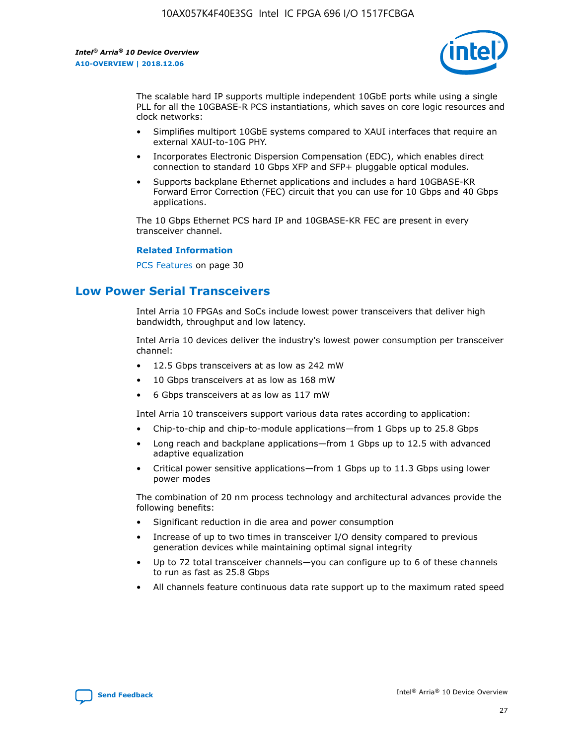The scalable hard IP supports multiple independent 10GbE ports while using a single PLL for all the 10GBASE-R PCS instantiations, which saves on core logic resources and clock networks:

- Simplifies multiport 10GbE systems compared to XAUI interfaces that require an external XAUI-to-10G PHY.
- Incorporates Electronic Dispersion Compensation (EDC), which enables direct connection to standard 10 Gbps XFP and SFP+ pluggable optical modules.
- Supports backplane Ethernet applications and includes a hard 10GBASE-KR Forward Error Correction (FEC) circuit that you can use for 10 Gbps and 40 Gbps applications.

The 10 Gbps Ethernet PCS hard IP and 10GBASE-KR FEC are present in every transceiver channel.

**Related Information**

PCS Features on page 30

## Low Power Serial Transceivers

Intel Arria 10 FPGAs and SoCs include lowest power transceivers that deliver high bandwidth, throughput and low latency.

Intel Arria 10 devices deliver the industry's lowest power consumption per transceiver channel:

- 12.5 Gbps transceivers at as low as 242 mW
- 10 Gbps transceivers at as low as 168 mW
- 6 Gbps transceivers at as low as 117 mW

Intel Arria 10 transceivers support various data rates according to application:

- Chip-to-chip and chip-to-module applications—from 1 Gbps up to 25.8 Gbps
- Long reach and backplane applications—from 1 Gbps up to 12.5 with advanced adaptive equalization
- Critical power sensitive applications—from 1 Gbps up to 11.3 Gbps using lower power modes

The combination of 20 nm process technology and architectural advances provide the following benefits:

- Significant reduction in die area and power consumption
- Increase of up to two times in transceiver I/O density compared to previous generation devices while maintaining optimal signal integrity
- Up to 72 total transceiver channels—you can configure up to 6 of these channels to run as fast as 25.8 Gbps
- All channels feature continuous data rate support up to the maximum rated speed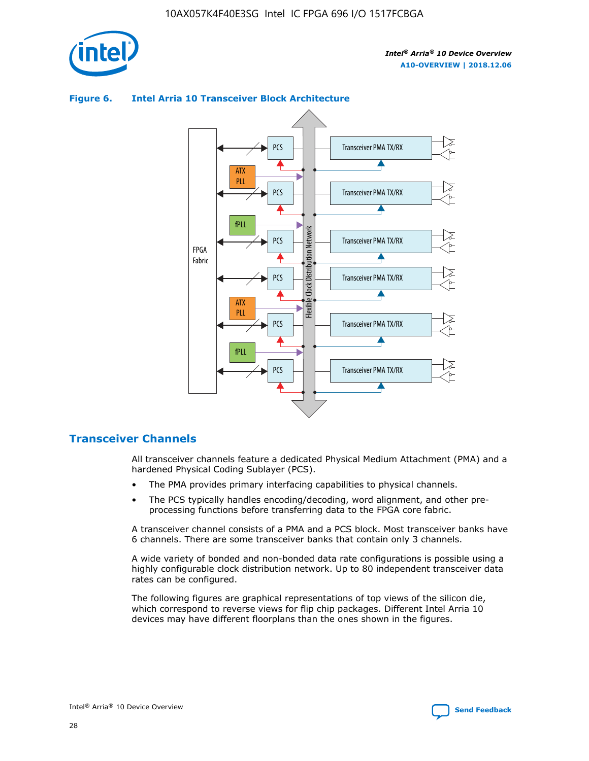**Figure 6. Intel Arria 10 Transceiver Block Architecture**

## Transceiver Channels

All transceiver channels feature a dedicated Physical Medium Attachment (PMA) and a hardened Physical Coding Sublayer (PCS).

- The PMA provides primary interfacing capabilities to physical channels.
- The PCS typically handles encoding/decoding, word alignment, and other pre-processing functions before transferring data to the FPGA core fabric.

A transceiver channel consists of a PMA and a PCS block. Most transceiver banks have 6 channels. There are some transceiver banks that contain only 3 channels.

A wide variety of bonded and non-bonded data rate configurations is possible using a highly configurable clock distribution network. Up to 80 independent transceiver data rates can be configured.

The following figures are graphical representations of top views of the silicon die, which correspond to reverse views for flip chip packages. Different Intel Arria 10 devices may have different floorplans than the ones shown in the figures.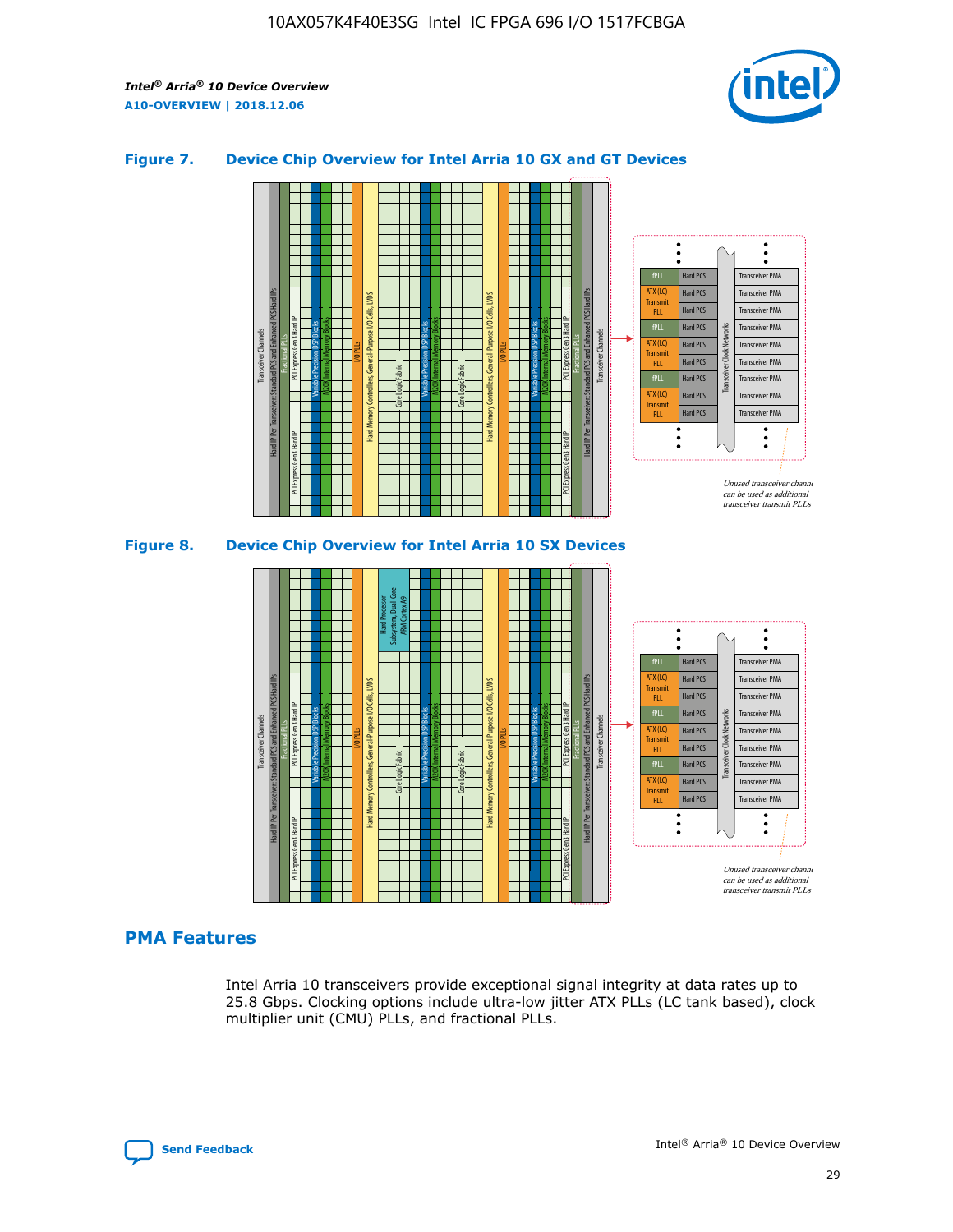## Figure 7. Device Chip Overview for Intel Arria 10 GX and GT Devices

## Figure 8. Device Chip Overview for Intel Arria 10 SX Devices

## PMA Features

Intel Arria 10 transceivers provide exceptional signal integrity at data rates up to 25.8 Gbps. Clocking options include ultra-low jitter ATX PLLs (LC tank based), clock multiplier unit (CMU) PLLs, and fractional PLLs.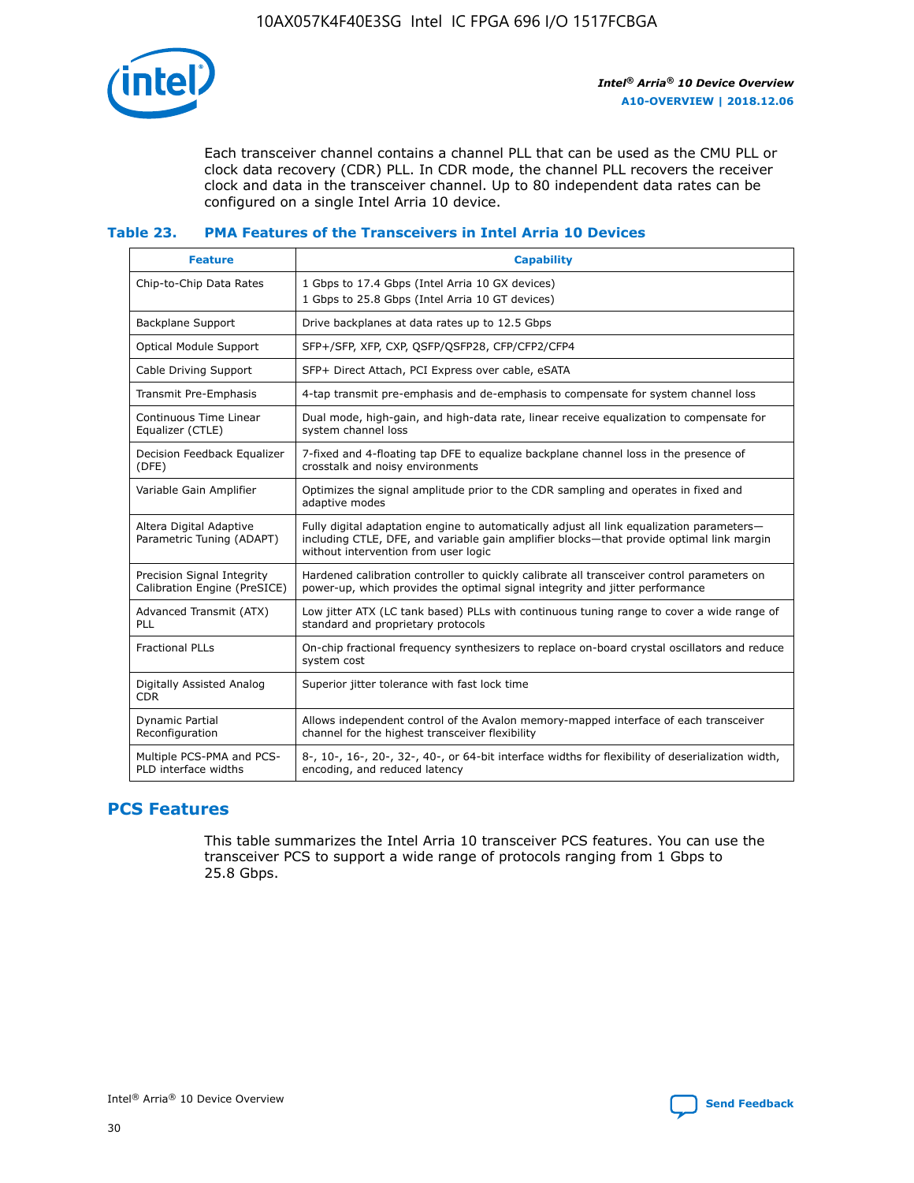Each transceiver channel contains a channel PLL that can be used as the CMU PLL or clock data recovery (CDR) PLL. In CDR mode, the channel PLL recovers the receiver clock and data in the transceiver channel. Up to 80 independent data rates can be configured on a single Intel Arria 10 device.

### Table 23. PMA Features of the Transceivers in Intel Arria 10 Devices

| Feature | Capability |
| --- | --- |
| Chip-to-Chip Data Rates | 1 Gbps to 17.4 Gbps (Intel Arria 10 GX devices)<br>1 Gbps to 25.8 Gbps (Intel Arria 10 GT devices) |
| Backplane Support | Drive backplanes at data rates up to 12.5 Gbps |
| Optical Module Support | SFP+/SFP, XFP, CXP, QSFP/QSFP28, CFP/CFP2/CFP4 |
| Cable Driving Support | SFP+ Direct Attach, PCI Express over cable, eSATA |
| Transmit Pre-Emphasis | 4-tap transmit pre-emphasis and de-emphasis to compensate for system channel loss |
| Continuous Time Linear Equalizer (CTLE) | Dual mode, high-gain, and high-data rate, linear receive equalization to compensate for system channel loss |
| Decision Feedback Equalizer (DFE) | 7-fixed and 4-floating tap DFE to equalize backplane channel loss in the presence of crosstalk and noisy environments |
| Variable Gain Amplifier | Optimizes the signal amplitude prior to the CDR sampling and operates in fixed and adaptive modes |
| Altera Digital Adaptive Parametric Tuning (ADAPT) | Fully digital adaptation engine to automatically adjust all link equalization parameters—including CTLE, DFE, and variable gain amplifier blocks—that provide optimal link margin without intervention from user logic |
| Precision Signal Integrity Calibration Engine (PreSICE) | Hardened calibration controller to quickly calibrate all transceiver control parameters on power-up, which provides the optimal signal integrity and jitter performance |
| Advanced Transmit (ATX) PLL | Low jitter ATX (LC tank based) PLLs with continuous tuning range to cover a wide range of standard and proprietary protocols |
| Fractional PLLs | On-chip fractional frequency synthesizers to replace on-board crystal oscillators and reduce system cost |
| Digitally Assisted Analog CDR | Superior jitter tolerance with fast lock time |
| Dynamic Partial Reconfiguration | Allows independent control of the Avalon memory-mapped interface of each transceiver channel for the highest transceiver flexibility |
| Multiple PCS-PMA and PCS-PLD interface widths | 8-, 10-, 16-, 20-, 32-, 40-, or 64-bit interface widths for flexibility of deserialization width, encoding, and reduced latency |

## PCS Features

This table summarizes the Intel Arria 10 transceiver PCS features. You can use the transceiver PCS to support a wide range of protocols ranging from 1 Gbps to 25.8 Gbps.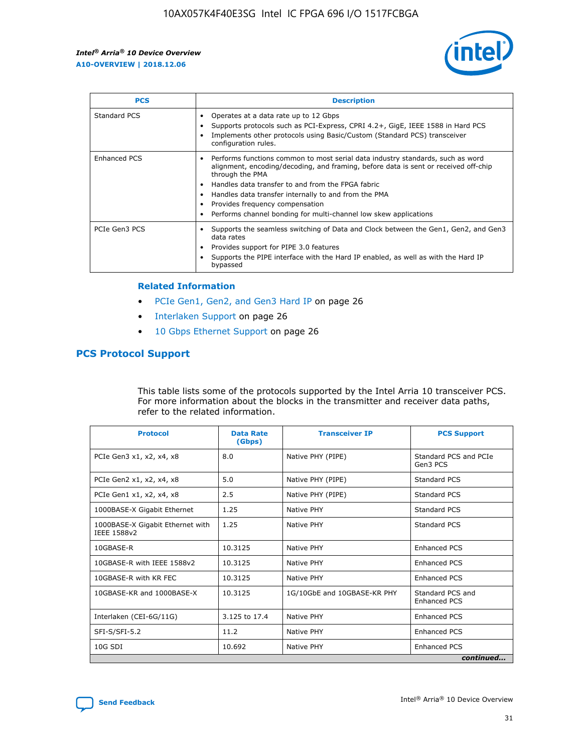| PCS | Description |
| --- | --- |
| Standard PCS | • Operates at a data rate up to 12 Gbps<br>• Supports protocols such as PCI-Express, CPRI 4.2+, GigE, IEEE 1588 in Hard PCS<br>• Implements other protocols using Basic/Custom (Standard PCS) transceiver configuration rules. |
| Enhanced PCS | • Performs functions common to most serial data industry standards, such as word alignment, encoding/decoding, and framing, before data is sent or received off-chip through the PMA<br>• Handles data transfer to and from the FPGA fabric<br>• Handles data transfer internally to and from the PMA<br>• Provides frequency compensation<br>• Performs channel bonding for multi-channel low skew applications |
| PCIe Gen3 PCS | • Supports the seamless switching of Data and Clock between the Gen1, Gen2, and Gen3 data rates<br>• Provides support for PIPE 3.0 features<br>• Supports the PIPE interface with the Hard IP enabled, as well as with the Hard IP bypassed |

#### Related Information

- PCIe Gen1, Gen2, and Gen3 Hard IP on page 26
- Interlaken Support on page 26
- 10 Gbps Ethernet Support on page 26

## PCS Protocol Support

This table lists some of the protocols supported by the Intel Arria 10 transceiver PCS. For more information about the blocks in the transmitter and receiver data paths, refer to the related information.

| Protocol | Data Rate (Gbps) | Transceiver IP | PCS Support |
| --- | --- | --- | --- |
| PCIe Gen3 x1, x2, x4, x8 | 8.0 | Native PHY (PIPE) | Standard PCS and PCIe Gen3 PCS |
| PCIe Gen2 x1, x2, x4, x8 | 5.0 | Native PHY (PIPE) | Standard PCS |
| PCIe Gen1 x1, x2, x4, x8 | 2.5 | Native PHY (PIPE) | Standard PCS |
| 1000BASE-X Gigabit Ethernet | 1.25 | Native PHY | Standard PCS |
| 1000BASE-X Gigabit Ethernet with IEEE 1588v2 | 1.25 | Native PHY | Standard PCS |
| 10GBASE-R | 10.3125 | Native PHY | Enhanced PCS |
| 10GBASE-R with IEEE 1588v2 | 10.3125 | Native PHY | Enhanced PCS |
| 10GBASE-R with KR FEC | 10.3125 | Native PHY | Enhanced PCS |
| 10GBASE-KR and 1000BASE-X | 10.3125 | 1G/10GbE and 10GBASE-KR PHY | Standard PCS and Enhanced PCS |
| Interlaken (CEI-6G/11G) | 3.125 to 17.4 | Native PHY | Enhanced PCS |
| SFI-S/SFI-5.2 | 11.2 | Native PHY | Enhanced PCS |
| 10G SDI | 10.692 | Native PHY | Enhanced PCS |

*continued...*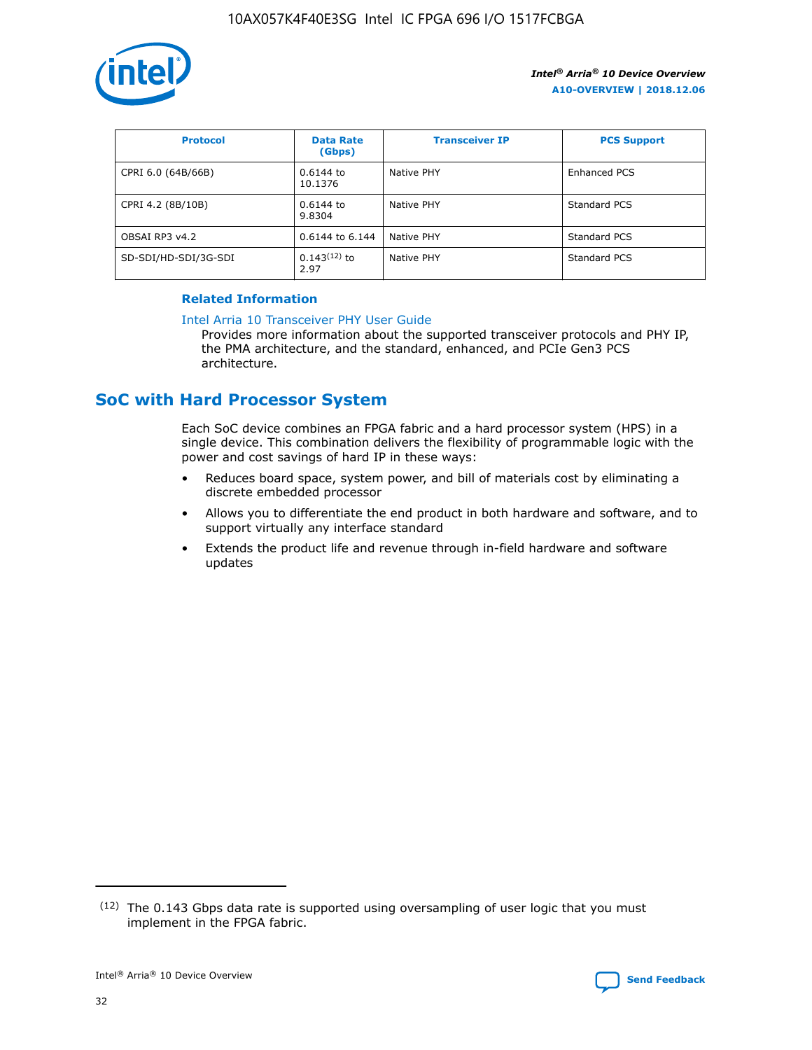| Protocol | Data Rate (Gbps) | Transceiver IP | PCS Support |
| --- | --- | --- | --- |
| CPRI 6.0 (64B/66B) | 0.6144 to 10.1376 | Native PHY | Enhanced PCS |
| CPRI 4.2 (8B/10B) | 0.6144 to 9.8304 | Native PHY | Standard PCS |
| OBSAI RP3 v4.2 | 0.6144 to 6.144 | Native PHY | Standard PCS |
| SD-SDI/HD-SDI/3G-SDI | 0.143[12] to 2.97 | Native PHY | Standard PCS |

**Related Information**

Intel Arria 10 Transceiver PHY User Guide

Provides more information about the supported transceiver protocols and PHY IP, the PMA architecture, and the standard, enhanced, and PCIe Gen3 PCS architecture.

## SoC with Hard Processor System

Each SoC device combines an FPGA fabric and a hard processor system (HPS) in a single device. This combination delivers the flexibility of programmable logic with the power and cost savings of hard IP in these ways:

- Reduces board space, system power, and bill of materials cost by eliminating a discrete embedded processor
- Allows you to differentiate the end product in both hardware and software, and to support virtually any interface standard
- Extends the product life and revenue through in-field hardware and software updates

(12) The 0.143 Gbps data rate is supported using oversampling of user logic that you must implement in the FPGA fabric.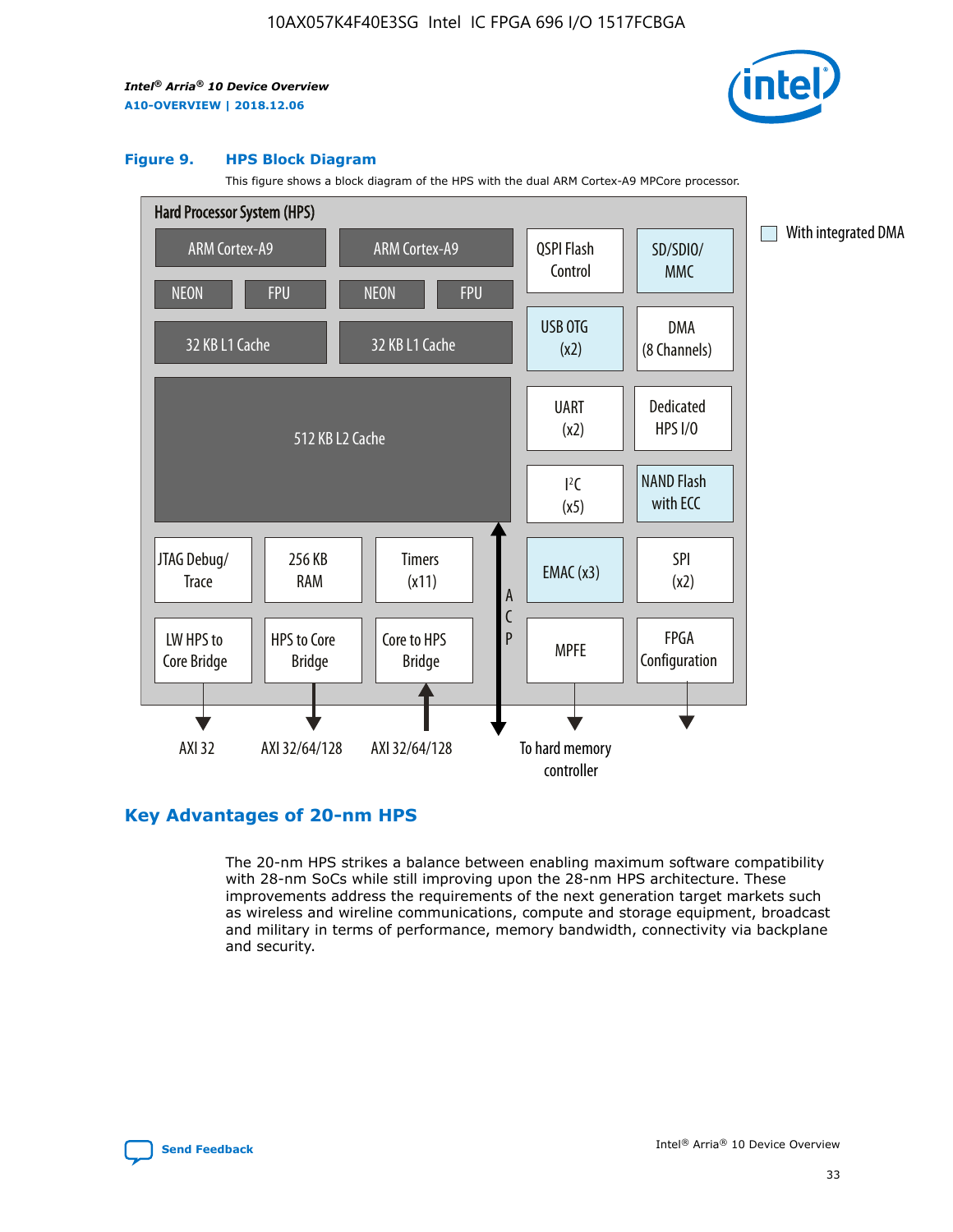**Figure 9. HPS Block Diagram**

This figure shows a block diagram of the HPS with the dual ARM Cortex-A9 MPCore processor.

Hard Processor System (HPS)

ARM Cortex-A9 | ARM Cortex-A9 | QSPI Flash Control | SD/SDIO/ MMC

NEON | FPU | NEON | FPU

32 KB L1 Cache | 32 KB L1 Cache | USB OTG (x2) | DMA (8 Channels)

512 KB L2 Cache | UART (x2) | Dedicated HPS I/O | I²C (x5) | NAND Flash with ECC

JTAG Debug/ Trace | 256 KB RAM | Timers (x11) | ACP | EMAC (x3) | SPI (x2)

LW HPS to Core Bridge | HPS to Core Bridge | Core to HPS Bridge | MPFE | FPGA Configuration

AXI 32 | AXI 32/64/128 | AXI 32/64/128 | To hard memory controller

With integrated DMA

## Key Advantages of 20-nm HPS

The 20-nm HPS strikes a balance between enabling maximum software compatibility with 28-nm SoCs while still improving upon the 28-nm HPS architecture. These improvements address the requirements of the next generation target markets such as wireless and wireline communications, compute and storage equipment, broadcast and military in terms of performance, memory bandwidth, connectivity via backplane and security.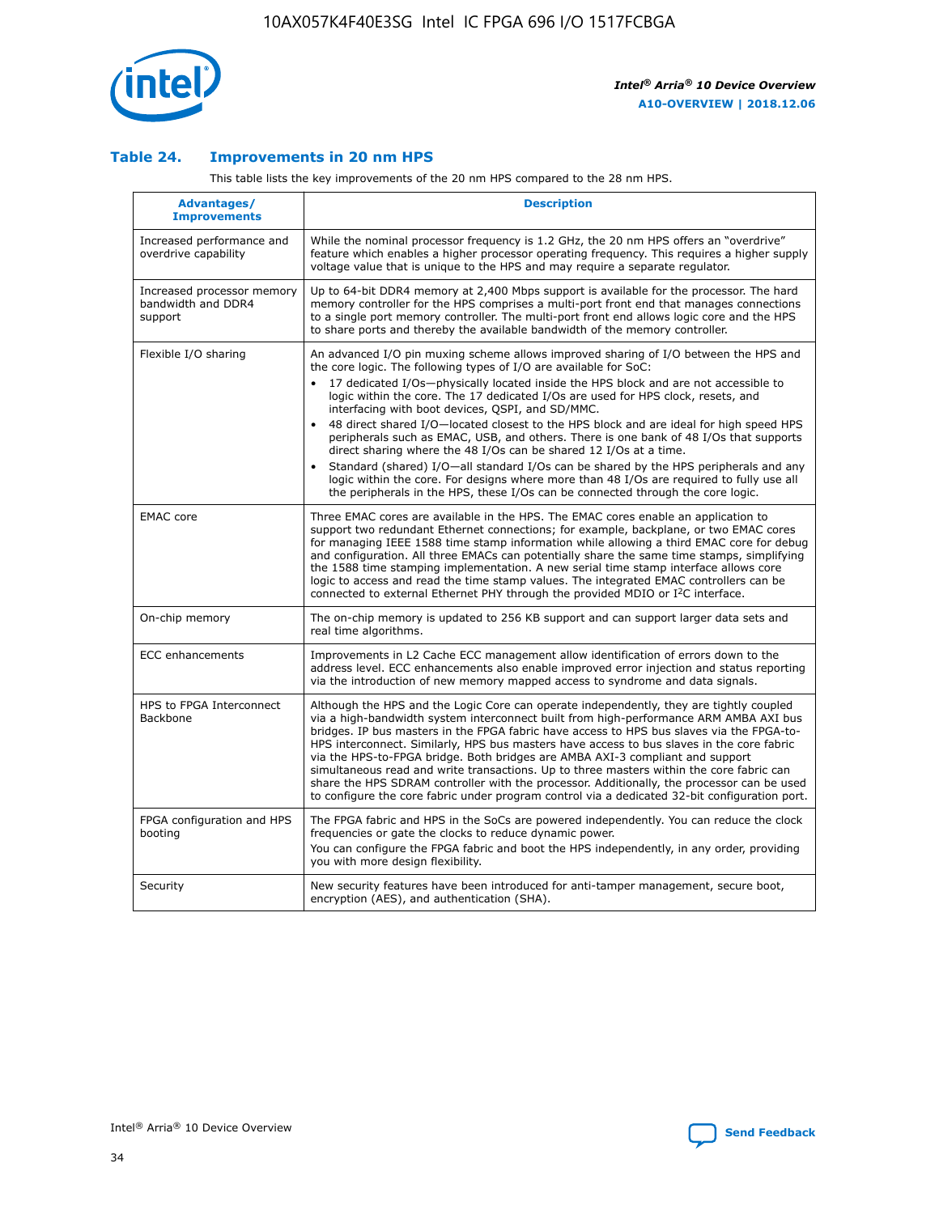### Table 24. Improvements in 20 nm HPS

This table lists the key improvements of the 20 nm HPS compared to the 28 nm HPS.

| Advantages/ Improvements | Description |
|---|---|
| Increased performance and overdrive capability | While the nominal processor frequency is 1.2 GHz, the 20 nm HPS offers an "overdrive" feature which enables a higher processor operating frequency. This requires a higher supply voltage value that is unique to the HPS and may require a separate regulator. |
| Increased processor memory bandwidth and DDR4 support | Up to 64-bit DDR4 memory at 2,400 Mbps support is available for the processor. The hard memory controller for the HPS comprises a multi-port front end that manages connections to a single port memory controller. The multi-port front end allows logic core and the HPS to share ports and thereby the available bandwidth of the memory controller. |
| Flexible I/O sharing | An advanced I/O pin muxing scheme allows improved sharing of I/O between the HPS and the core logic. The following types of I/O are available for SoC:<br>• 17 dedicated I/Os—physically located inside the HPS block and are not accessible to logic within the core. The 17 dedicated I/Os are used for HPS clock, resets, and interfacing with boot devices, QSPI, and SD/MMC.<br>• 48 direct shared I/O—located closest to the HPS block and are ideal for high speed HPS peripherals such as EMAC, USB, and others. There is one bank of 48 I/Os that supports direct sharing where the 48 I/Os can be shared 12 I/Os at a time.<br>• Standard (shared) I/O—all standard I/Os can be shared by the HPS peripherals and any logic within the core. For designs where more than 48 I/Os are required to fully use all the peripherals in the HPS, these I/Os can be connected through the core logic. |
| EMAC core | Three EMAC cores are available in the HPS. The EMAC cores enable an application to support two redundant Ethernet connections; for example, backplane, or two EMAC cores for managing IEEE 1588 time stamp information while allowing a third EMAC core for debug and configuration. All three EMACs can potentially share the same time stamps, simplifying the 1588 time stamping implementation. A new serial time stamp interface allows core logic to access and read the time stamp values. The integrated EMAC controllers can be connected to external Ethernet PHY through the provided MDIO or I²C interface. |
| On-chip memory | The on-chip memory is updated to 256 KB support and can support larger data sets and real time algorithms. |
| ECC enhancements | Improvements in L2 Cache ECC management allow identification of errors down to the address level. ECC enhancements also enable improved error injection and status reporting via the introduction of new memory mapped access to syndrome and data signals. |
| HPS to FPGA Interconnect Backbone | Although the HPS and the Logic Core can operate independently, they are tightly coupled via a high-bandwidth system interconnect built from high-performance ARM AMBA AXI bus bridges. IP bus masters in the FPGA fabric have access to HPS bus slaves via the FPGA-to-HPS interconnect. Similarly, HPS bus masters have access to bus slaves in the core fabric via the HPS-to-FPGA bridge. Both bridges are AMBA AXI-3 compliant and support simultaneous read and write transactions. Up to three masters within the core fabric can share the HPS SDRAM controller with the processor. Additionally, the processor can be used to configure the core fabric under program control via a dedicated 32-bit configuration port. |
| FPGA configuration and HPS booting | The FPGA fabric and HPS in the SoCs are powered independently. You can reduce the clock frequencies or gate the clocks to reduce dynamic power.<br>You can configure the FPGA fabric and boot the HPS independently, in any order, providing you with more design flexibility. |
| Security | New security features have been introduced for anti-tamper management, secure boot, encryption (AES), and authentication (SHA). |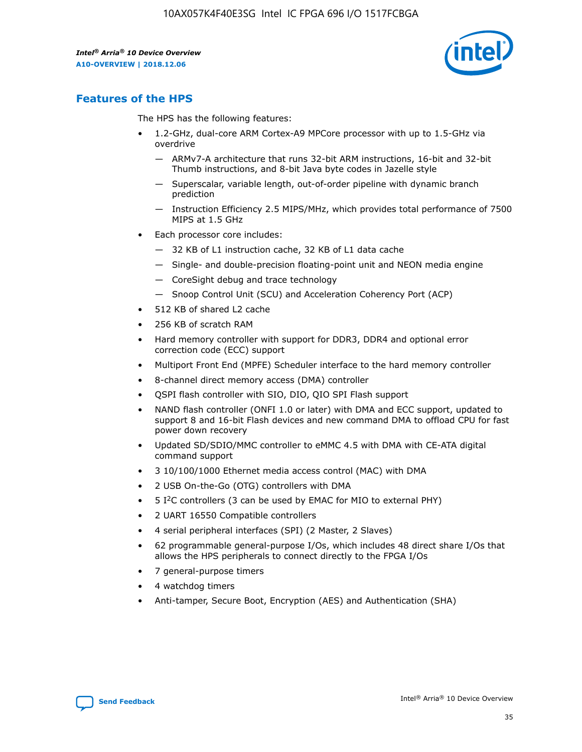## Features of the HPS

The HPS has the following features:

- 1.2-GHz, dual-core ARM Cortex-A9 MPCore processor with up to 1.5-GHz via overdrive
  - — ARMv7-A architecture that runs 32-bit ARM instructions, 16-bit and 32-bit Thumb instructions, and 8-bit Java byte codes in Jazelle style
  - — Superscalar, variable length, out-of-order pipeline with dynamic branch prediction
  - — Instruction Efficiency 2.5 MIPS/MHz, which provides total performance of 7500 MIPS at 1.5 GHz
- Each processor core includes:
  - — 32 KB of L1 instruction cache, 32 KB of L1 data cache
  - — Single- and double-precision floating-point unit and NEON media engine
  - — CoreSight debug and trace technology
  - — Snoop Control Unit (SCU) and Acceleration Coherency Port (ACP)
- 512 KB of shared L2 cache
- 256 KB of scratch RAM
- Hard memory controller with support for DDR3, DDR4 and optional error correction code (ECC) support
- Multiport Front End (MPFE) Scheduler interface to the hard memory controller
- 8-channel direct memory access (DMA) controller
- QSPI flash controller with SIO, DIO, QIO SPI Flash support
- NAND flash controller (ONFI 1.0 or later) with DMA and ECC support, updated to support 8 and 16-bit Flash devices and new command DMA to offload CPU for fast power down recovery
- Updated SD/SDIO/MMC controller to eMMC 4.5 with DMA with CE-ATA digital command support
- 3 10/100/1000 Ethernet media access control (MAC) with DMA
- 2 USB On-the-Go (OTG) controllers with DMA
- 5 I$^2$C controllers (3 can be used by EMAC for MIO to external PHY)
- 2 UART 16550 Compatible controllers
- 4 serial peripheral interfaces (SPI) (2 Master, 2 Slaves)
- 62 programmable general-purpose I/Os, which includes 48 direct share I/Os that allows the HPS peripherals to connect directly to the FPGA I/Os
- 7 general-purpose timers
- 4 watchdog timers
- Anti-tamper, Secure Boot, Encryption (AES) and Authentication (SHA)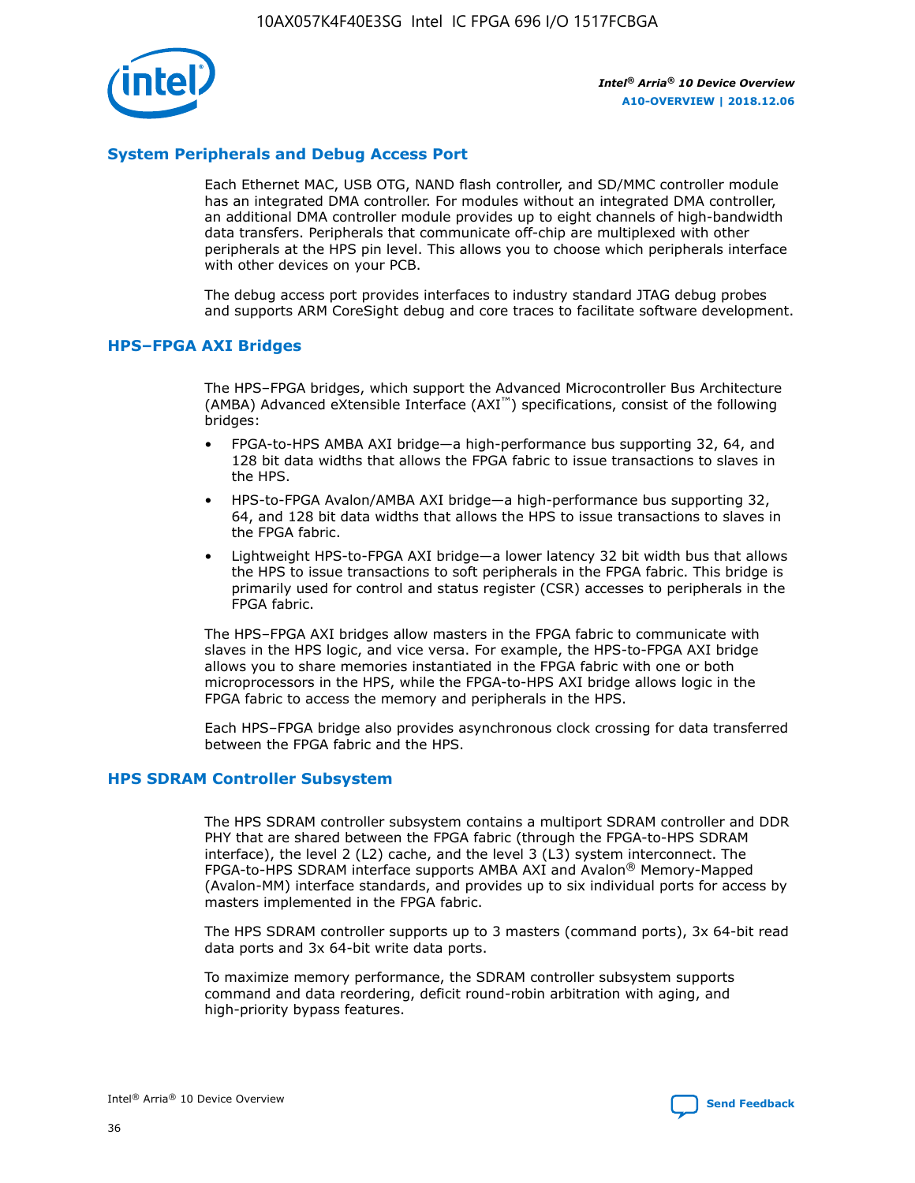## System Peripherals and Debug Access Port

Each Ethernet MAC, USB OTG, NAND flash controller, and SD/MMC controller module has an integrated DMA controller. For modules without an integrated DMA controller, an additional DMA controller module provides up to eight channels of high-bandwidth data transfers. Peripherals that communicate off-chip are multiplexed with other peripherals at the HPS pin level. This allows you to choose which peripherals interface with other devices on your PCB.

The debug access port provides interfaces to industry standard JTAG debug probes and supports ARM CoreSight debug and core traces to facilitate software development.

## HPS–FPGA AXI Bridges

The HPS–FPGA bridges, which support the Advanced Microcontroller Bus Architecture (AMBA) Advanced eXtensible Interface (AXI™) specifications, consist of the following bridges:

- FPGA-to-HPS AMBA AXI bridge—a high-performance bus supporting 32, 64, and 128 bit data widths that allows the FPGA fabric to issue transactions to slaves in the HPS.
- HPS-to-FPGA Avalon/AMBA AXI bridge—a high-performance bus supporting 32, 64, and 128 bit data widths that allows the HPS to issue transactions to slaves in the FPGA fabric.
- Lightweight HPS-to-FPGA AXI bridge—a lower latency 32 bit width bus that allows the HPS to issue transactions to soft peripherals in the FPGA fabric. This bridge is primarily used for control and status register (CSR) accesses to peripherals in the FPGA fabric.

The HPS–FPGA AXI bridges allow masters in the FPGA fabric to communicate with slaves in the HPS logic, and vice versa. For example, the HPS-to-FPGA AXI bridge allows you to share memories instantiated in the FPGA fabric with one or both microprocessors in the HPS, while the FPGA-to-HPS AXI bridge allows logic in the FPGA fabric to access the memory and peripherals in the HPS.

Each HPS–FPGA bridge also provides asynchronous clock crossing for data transferred between the FPGA fabric and the HPS.

## HPS SDRAM Controller Subsystem

The HPS SDRAM controller subsystem contains a multiport SDRAM controller and DDR PHY that are shared between the FPGA fabric (through the FPGA-to-HPS SDRAM interface), the level 2 (L2) cache, and the level 3 (L3) system interconnect. The FPGA-to-HPS SDRAM interface supports AMBA AXI and Avalon® Memory-Mapped (Avalon-MM) interface standards, and provides up to six individual ports for access by masters implemented in the FPGA fabric.

The HPS SDRAM controller supports up to 3 masters (command ports), 3x 64-bit read data ports and 3x 64-bit write data ports.

To maximize memory performance, the SDRAM controller subsystem supports command and data reordering, deficit round-robin arbitration with aging, and high-priority bypass features.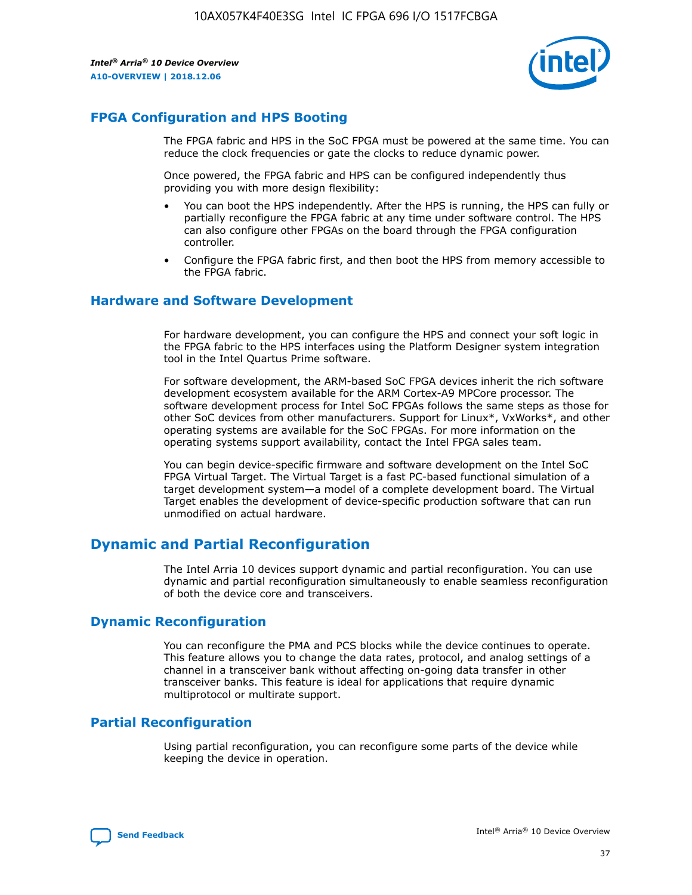## FPGA Configuration and HPS Booting

The FPGA fabric and HPS in the SoC FPGA must be powered at the same time. You can reduce the clock frequencies or gate the clocks to reduce dynamic power.

Once powered, the FPGA fabric and HPS can be configured independently thus providing you with more design flexibility:

- You can boot the HPS independently. After the HPS is running, the HPS can fully or partially reconfigure the FPGA fabric at any time under software control. The HPS can also configure other FPGAs on the board through the FPGA configuration controller.
- Configure the FPGA fabric first, and then boot the HPS from memory accessible to the FPGA fabric.

## Hardware and Software Development

For hardware development, you can configure the HPS and connect your soft logic in the FPGA fabric to the HPS interfaces using the Platform Designer system integration tool in the Intel Quartus Prime software.

For software development, the ARM-based SoC FPGA devices inherit the rich software development ecosystem available for the ARM Cortex-A9 MPCore processor. The software development process for Intel SoC FPGAs follows the same steps as those for other SoC devices from other manufacturers. Support for Linux*, VxWorks*, and other operating systems are available for the SoC FPGAs. For more information on the operating systems support availability, contact the Intel FPGA sales team.

You can begin device-specific firmware and software development on the Intel SoC FPGA Virtual Target. The Virtual Target is a fast PC-based functional simulation of a target development system—a model of a complete development board. The Virtual Target enables the development of device-specific production software that can run unmodified on actual hardware.

# Dynamic and Partial Reconfiguration

The Intel Arria 10 devices support dynamic and partial reconfiguration. You can use dynamic and partial reconfiguration simultaneously to enable seamless reconfiguration of both the device core and transceivers.

## Dynamic Reconfiguration

You can reconfigure the PMA and PCS blocks while the device continues to operate. This feature allows you to change the data rates, protocol, and analog settings of a channel in a transceiver bank without affecting on-going data transfer in other transceiver banks. This feature is ideal for applications that require dynamic multiprotocol or multirate support.

## Partial Reconfiguration

Using partial reconfiguration, you can reconfigure some parts of the device while keeping the device in operation.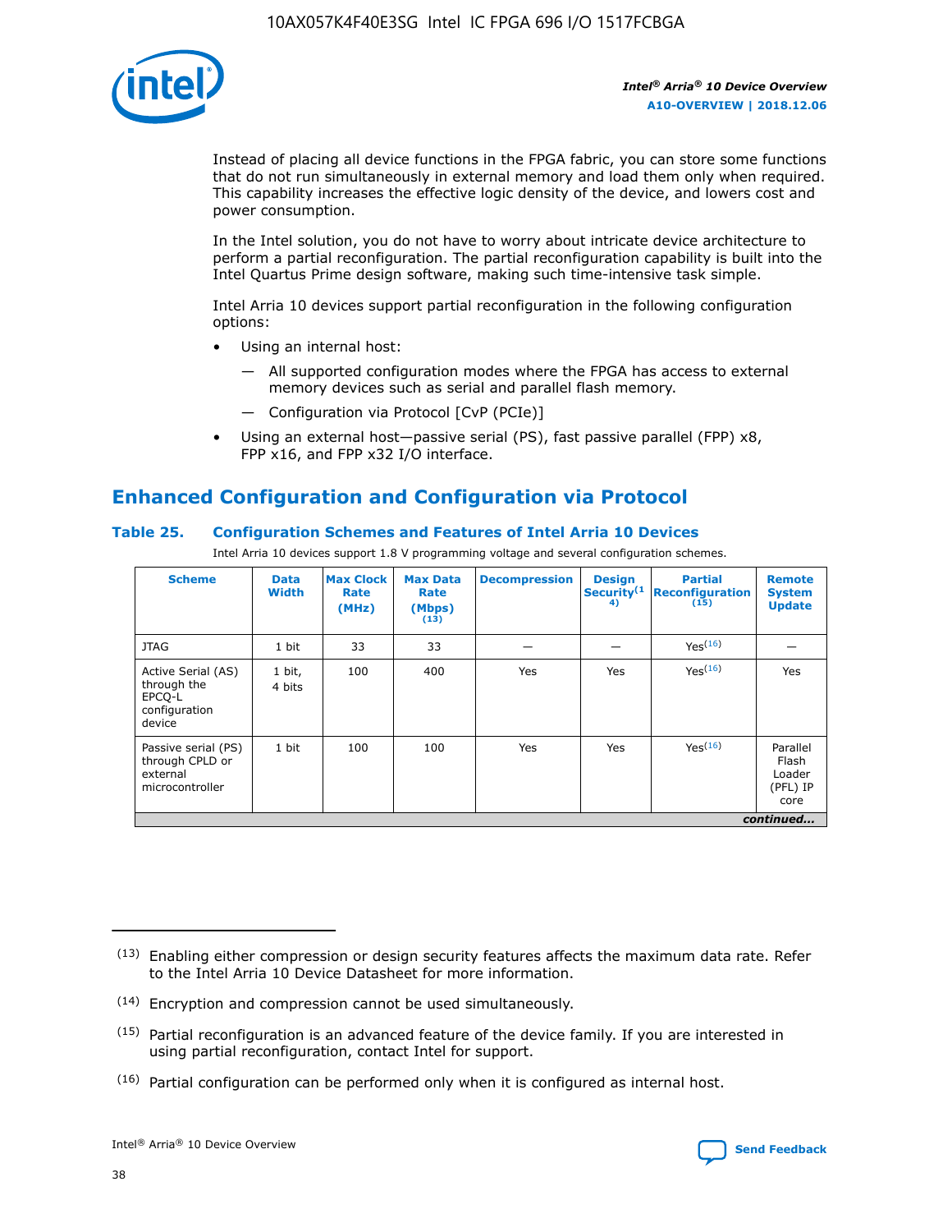Instead of placing all device functions in the FPGA fabric, you can store some functions that do not run simultaneously in external memory and load them only when required. This capability increases the effective logic density of the device, and lowers cost and power consumption.

In the Intel solution, you do not have to worry about intricate device architecture to perform a partial reconfiguration. The partial reconfiguration capability is built into the Intel Quartus Prime design software, making such time-intensive task simple.

Intel Arria 10 devices support partial reconfiguration in the following configuration options:

- Using an internal host:
  - — All supported configuration modes where the FPGA has access to external memory devices such as serial and parallel flash memory.
  - — Configuration via Protocol [CvP (PCIe)]
- Using an external host—passive serial (PS), fast passive parallel (FPP) x8, FPP x16, and FPP x32 I/O interface.

## Enhanced Configuration and Configuration via Protocol

### Table 25. Configuration Schemes and Features of Intel Arria 10 Devices

Intel Arria 10 devices support 1.8 V programming voltage and several configuration schemes.

| Scheme | Data Width | Max Clock Rate (MHz) | Max Data Rate (Mbps) (13) | Decompression | Design Security(14) | Partial Reconfiguration (15) | Remote System Update |
|---|---|---|---|---|---|---|---|
| JTAG | 1 bit | 33 | 33 | — | — | Yes(16) | — |
| Active Serial (AS) through the EPCQ-L configuration device | 1 bit, 4 bits | 100 | 400 | Yes | Yes | Yes(16) | Yes |
| Passive serial (PS) through CPLD or external microcontroller | 1 bit | 100 | 100 | Yes | Yes | Yes(16) | Parallel Flash Loader (PFL) IP core |
| *continued...* | | | | | | | |

(13) Enabling either compression or design security features affects the maximum data rate. Refer to the Intel Arria 10 Device Datasheet for more information.

(14) Encryption and compression cannot be used simultaneously.

(15) Partial reconfiguration is an advanced feature of the device family. If you are interested in using partial reconfiguration, contact Intel for support.

(16) Partial configuration can be performed only when it is configured as internal host.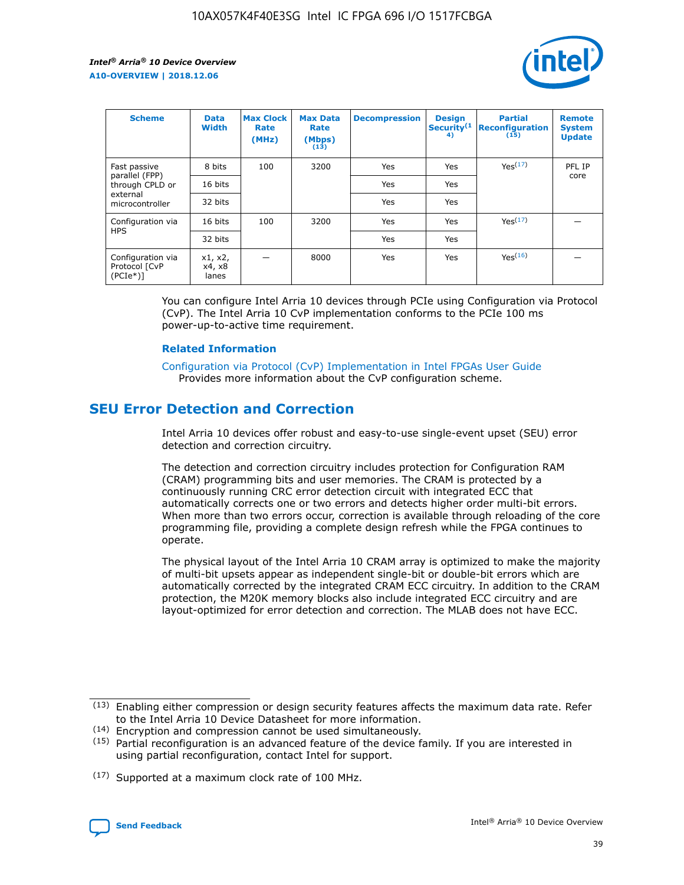| Scheme | Data Width | Max Clock Rate (MHz) | Max Data Rate (Mbps) (13) | Decompression | Design Security(14) | Partial Reconfiguration (15) | Remote System Update |
|---|---|---|---|---|---|---|---|
| Fast passive parallel (FPP) through CPLD or external microcontroller | 8 bits | 100 | 3200 | Yes | Yes | Yes(17) | PFL IP core |
| | 16 bits | | | Yes | Yes | | |
| | 32 bits | | | Yes | Yes | | |
| Configuration via HPS | 16 bits | 100 | 3200 | Yes | Yes | Yes(17) | — |
| | 32 bits | | | Yes | Yes | | |
| Configuration via Protocol [CvP (PCIe*)] | x1, x2, x4, x8 lanes | — | 8000 | Yes | Yes | Yes(16) | — |

You can configure Intel Arria 10 devices through PCIe using Configuration via Protocol (CvP). The Intel Arria 10 CvP implementation conforms to the PCIe 100 ms power-up-to-active time requirement.

### Related Information

Configuration via Protocol (CvP) Implementation in Intel FPGAs User Guide
Provides more information about the CvP configuration scheme.

## SEU Error Detection and Correction

Intel Arria 10 devices offer robust and easy-to-use single-event upset (SEU) error detection and correction circuitry.

The detection and correction circuitry includes protection for Configuration RAM (CRAM) programming bits and user memories. The CRAM is protected by a continuously running CRC error detection circuit with integrated ECC that automatically corrects one or two errors and detects higher order multi-bit errors. When more than two errors occur, correction is available through reloading of the core programming file, providing a complete design refresh while the FPGA continues to operate.

The physical layout of the Intel Arria 10 CRAM array is optimized to make the majority of multi-bit upsets appear as independent single-bit or double-bit errors which are automatically corrected by the integrated CRAM ECC circuitry. In addition to the CRAM protection, the M20K memory blocks also include integrated ECC circuitry and are layout-optimized for error detection and correction. The MLAB does not have ECC.

(13) Enabling either compression or design security features affects the maximum data rate. Refer to the Intel Arria 10 Device Datasheet for more information.

(14) Encryption and compression cannot be used simultaneously.

(15) Partial reconfiguration is an advanced feature of the device family. If you are interested in using partial reconfiguration, contact Intel for support.

(17) Supported at a maximum clock rate of 100 MHz.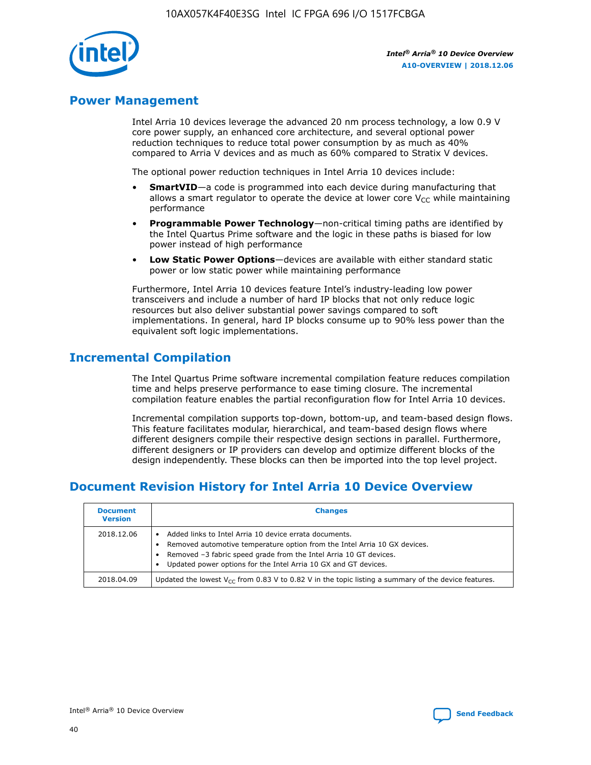## Power Management

Intel Arria 10 devices leverage the advanced 20 nm process technology, a low 0.9 V core power supply, an enhanced core architecture, and several optional power reduction techniques to reduce total power consumption by as much as 40% compared to Arria V devices and as much as 60% compared to Stratix V devices.

The optional power reduction techniques in Intel Arria 10 devices include:

- **SmartVID**—a code is programmed into each device during manufacturing that allows a smart regulator to operate the device at lower core $V_{CC}$ while maintaining performance
- **Programmable Power Technology**—non-critical timing paths are identified by the Intel Quartus Prime software and the logic in these paths is biased for low power instead of high performance
- **Low Static Power Options**—devices are available with either standard static power or low static power while maintaining performance

Furthermore, Intel Arria 10 devices feature Intel's industry-leading low power transceivers and include a number of hard IP blocks that not only reduce logic resources but also deliver substantial power savings compared to soft implementations. In general, hard IP blocks consume up to 90% less power than the equivalent soft logic implementations.

## Incremental Compilation

The Intel Quartus Prime software incremental compilation feature reduces compilation time and helps preserve performance to ease timing closure. The incremental compilation feature enables the partial reconfiguration flow for Intel Arria 10 devices.

Incremental compilation supports top-down, bottom-up, and team-based design flows. This feature facilitates modular, hierarchical, and team-based design flows where different designers compile their respective design sections in parallel. Furthermore, different designers or IP providers can develop and optimize different blocks of the design independently. These blocks can then be imported into the top level project.

## Document Revision History for Intel Arria 10 Device Overview

| Document Version | Changes |
| --- | --- |
| 2018.12.06 | • Added links to Intel Arria 10 device errata documents.<br>• Removed automotive temperature option from the Intel Arria 10 GX devices.<br>• Removed –3 fabric speed grade from the Intel Arria 10 GT devices.<br>• Updated power options for the Intel Arria 10 GX and GT devices. |
| 2018.04.09 | Updated the lowest $V_{CC}$ from 0.83 V to 0.82 V in the topic listing a summary of the device features. |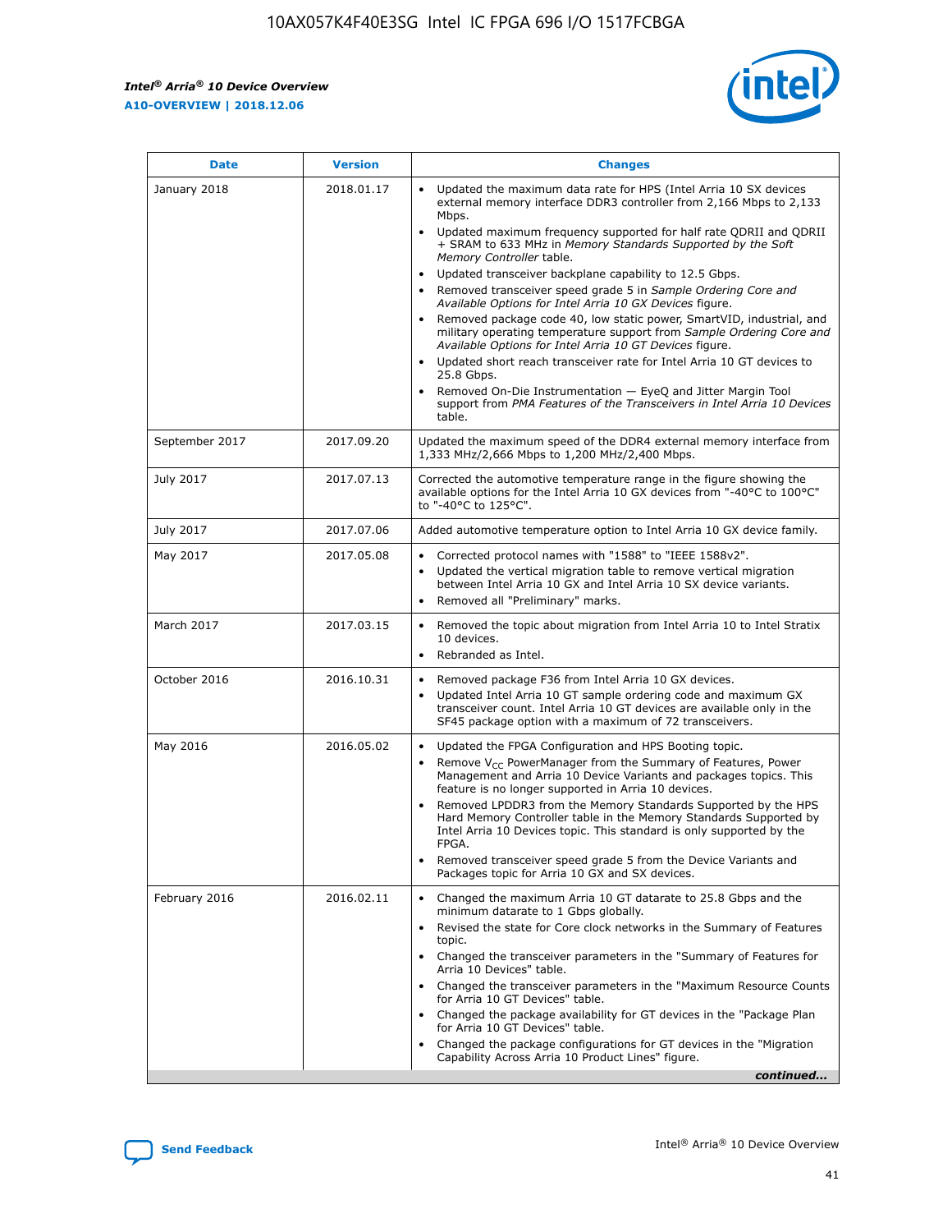| Date | Version | Changes |
| --- | --- | --- |
| January 2018 | 2018.01.17 | • Updated the maximum data rate for HPS (Intel Arria 10 SX devices external memory interface DDR3 controller from 2,166 Mbps to 2,133 Mbps.<br>• Updated maximum frequency supported for half rate QDRII and QDRII + SRAM to 633 MHz in *Memory Standards Supported by the Soft Memory Controller* table.<br>• Updated transceiver backplane capability to 12.5 Gbps.<br>• Removed transceiver speed grade 5 in *Sample Ordering Core and Available Options for Intel Arria 10 GX Devices* figure.<br>• Removed package code 40, low static power, SmartVID, industrial, and military operating temperature support from *Sample Ordering Core and Available Options for Intel Arria 10 GT Devices* figure.<br>• Updated short reach transceiver rate for Intel Arria 10 GT devices to 25.8 Gbps.<br>• Removed On-Die Instrumentation — EyeQ and Jitter Margin Tool support from *PMA Features of the Transceivers in Intel Arria 10 Devices* table. |
| September 2017 | 2017.09.20 | Updated the maximum speed of the DDR4 external memory interface from 1,333 MHz/2,666 Mbps to 1,200 MHz/2,400 Mbps. |
| July 2017 | 2017.07.13 | Corrected the automotive temperature range in the figure showing the available options for the Intel Arria 10 GX devices from "-40°C to 100°C" to "-40°C to 125°C". |
| July 2017 | 2017.07.06 | Added automotive temperature option to Intel Arria 10 GX device family. |
| May 2017 | 2017.05.08 | • Corrected protocol names with "1588" to "IEEE 1588v2".<br>• Updated the vertical migration table to remove vertical migration between Intel Arria 10 GX and Intel Arria 10 SX device variants.<br>• Removed all "Preliminary" marks. |
| March 2017 | 2017.03.15 | • Removed the topic about migration from Intel Arria 10 to Intel Stratix 10 devices.<br>• Rebranded as Intel. |
| October 2016 | 2016.10.31 | • Removed package F36 from Intel Arria 10 GX devices.<br>• Updated Intel Arria 10 GT sample ordering code and maximum GX transceiver count. Intel Arria 10 GT devices are available only in the SF45 package option with a maximum of 72 transceivers. |
| May 2016 | 2016.05.02 | • Updated the FPGA Configuration and HPS Booting topic.<br>• Remove $V_{CC}$ PowerManager from the Summary of Features, Power Management and Arria 10 Device Variants and packages topics. This feature is no longer supported in Arria 10 devices.<br>• Removed LPDDR3 from the Memory Standards Supported by the HPS Hard Memory Controller table in the Memory Standards Supported by Intel Arria 10 Devices topic. This standard is only supported by the FPGA.<br>• Removed transceiver speed grade 5 from the Device Variants and Packages topic for Arria 10 GX and SX devices. |
| February 2016 | 2016.02.11 | • Changed the maximum Arria 10 GT datarate to 25.8 Gbps and the minimum datarate to 1 Gbps globally.<br>• Revised the state for Core clock networks in the Summary of Features topic.<br>• Changed the transceiver parameters in the "Summary of Features for Arria 10 Devices" table.<br>• Changed the transceiver parameters in the "Maximum Resource Counts for Arria 10 GT Devices" table.<br>• Changed the package availability for GT devices in the "Package Plan for Arria 10 GT Devices" table.<br>• Changed the package configurations for GT devices in the "Migration Capability Across Arria 10 Product Lines" figure. |

*continued...*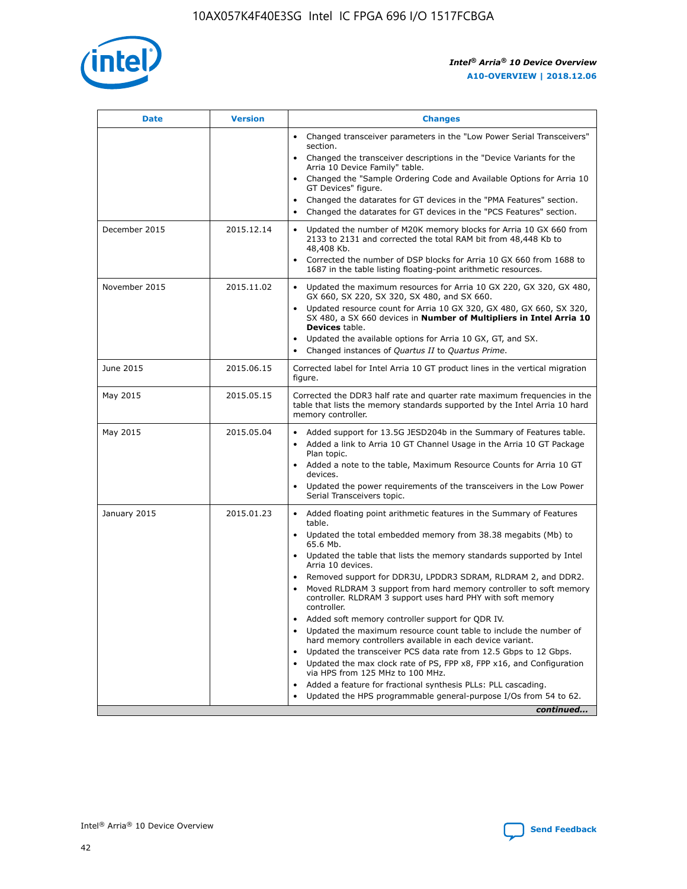| Date | Version | Changes |
| --- | --- | --- |
|  |  | • Changed transceiver parameters in the "Low Power Serial Transceivers" section.<br>• Changed the transceiver descriptions in the "Device Variants for the Arria 10 Device Family" table.<br>• Changed the "Sample Ordering Code and Available Options for Arria 10 GT Devices" figure.<br>• Changed the datarates for GT devices in the "PMA Features" section.<br>• Changed the datarates for GT devices in the "PCS Features" section. |
| December 2015 | 2015.12.14 | • Updated the number of M20K memory blocks for Arria 10 GX 660 from 2133 to 2131 and corrected the total RAM bit from 48,448 Kb to 48,408 Kb.<br>• Corrected the number of DSP blocks for Arria 10 GX 660 from 1688 to 1687 in the table listing floating-point arithmetic resources. |
| November 2015 | 2015.11.02 | • Updated the maximum resources for Arria 10 GX 220, GX 320, GX 480, GX 660, SX 220, SX 320, SX 480, and SX 660.<br>• Updated resource count for Arria 10 GX 320, GX 480, GX 660, SX 320, SX 480, a SX 660 devices in **Number of Multipliers in Intel Arria 10 Devices** table.<br>• Updated the available options for Arria 10 GX, GT, and SX.<br>• Changed instances of *Quartus II* to *Quartus Prime*. |
| June 2015 | 2015.06.15 | Corrected label for Intel Arria 10 GT product lines in the vertical migration figure. |
| May 2015 | 2015.05.15 | Corrected the DDR3 half rate and quarter rate maximum frequencies in the table that lists the memory standards supported by the Intel Arria 10 hard memory controller. |
| May 2015 | 2015.05.04 | • Added support for 13.5G JESD204b in the Summary of Features table.<br>• Added a link to Arria 10 GT Channel Usage in the Arria 10 GT Package Plan topic.<br>• Added a note to the table, Maximum Resource Counts for Arria 10 GT devices.<br>• Updated the power requirements of the transceivers in the Low Power Serial Transceivers topic. |
| January 2015 | 2015.01.23 | • Added floating point arithmetic features in the Summary of Features table.<br>• Updated the total embedded memory from 38.38 megabits (Mb) to 65.6 Mb.<br>• Updated the table that lists the memory standards supported by Intel Arria 10 devices.<br>• Removed support for DDR3U, LPDDR3 SDRAM, RLDRAM 2, and DDR2.<br>• Moved RLDRAM 3 support from hard memory controller to soft memory controller. RLDRAM 3 support uses hard PHY with soft memory controller.<br>• Added soft memory controller support for QDR IV.<br>• Updated the maximum resource count table to include the number of hard memory controllers available in each device variant.<br>• Updated the transceiver PCS data rate from 12.5 Gbps to 12 Gbps.<br>• Updated the max clock rate of PS, FPP x8, FPP x16, and Configuration via HPS from 125 MHz to 100 MHz.<br>• Added a feature for fractional synthesis PLLs: PLL cascading.<br>• Updated the HPS programmable general-purpose I/Os from 54 to 62. |

*continued...*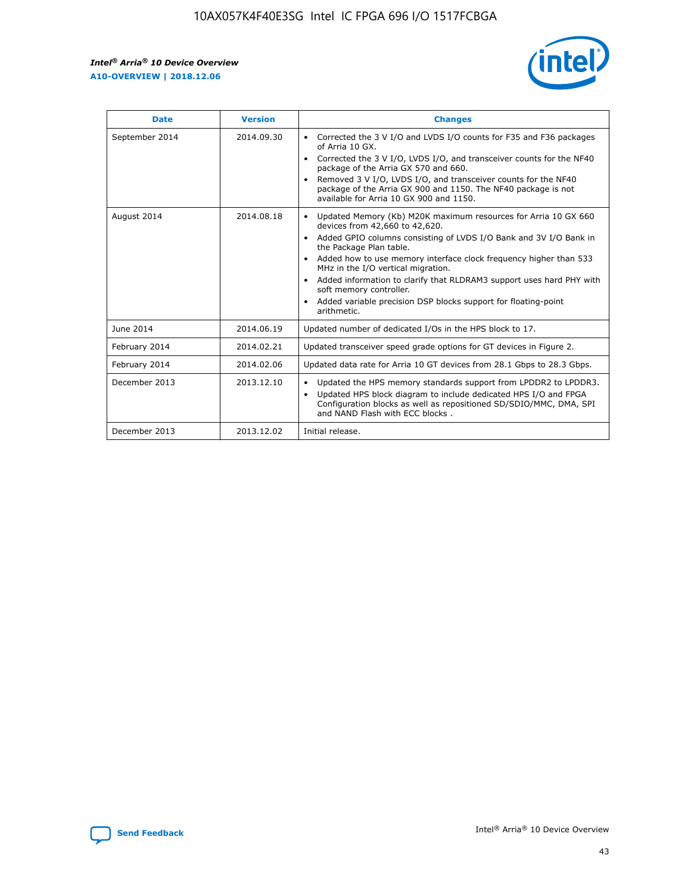| Date | Version | Changes |
|---|---|---|
| September 2014 | 2014.09.30 | • Corrected the 3 V I/O and LVDS I/O counts for F35 and F36 packages of Arria 10 GX.<br>• Corrected the 3 V I/O, LVDS I/O, and transceiver counts for the NF40 package of the Arria GX 570 and 660.<br>• Removed 3 V I/O, LVDS I/O, and transceiver counts for the NF40 package of the Arria GX 900 and 1150. The NF40 package is not available for Arria 10 GX 900 and 1150. |
| August 2014 | 2014.08.18 | • Updated Memory (Kb) M20K maximum resources for Arria 10 GX 660 devices from 42,660 to 42,620.<br>• Added GPIO columns consisting of LVDS I/O Bank and 3V I/O Bank in the Package Plan table.<br>• Added how to use memory interface clock frequency higher than 533 MHz in the I/O vertical migration.<br>• Added information to clarify that RLDRAM3 support uses hard PHY with soft memory controller.<br>• Added variable precision DSP blocks support for floating-point arithmetic. |
| June 2014 | 2014.06.19 | Updated number of dedicated I/Os in the HPS block to 17. |
| February 2014 | 2014.02.21 | Updated transceiver speed grade options for GT devices in Figure 2. |
| February 2014 | 2014.02.06 | Updated data rate for Arria 10 GT devices from 28.1 Gbps to 28.3 Gbps. |
| December 2013 | 2013.12.10 | • Updated the HPS memory standards support from LPDDR2 to LPDDR3.<br>• Updated HPS block diagram to include dedicated HPS I/O and FPGA Configuration blocks as well as repositioned SD/SDIO/MMC, DMA, SPI and NAND Flash with ECC blocks . |
| December 2013 | 2013.12.02 | Initial release. |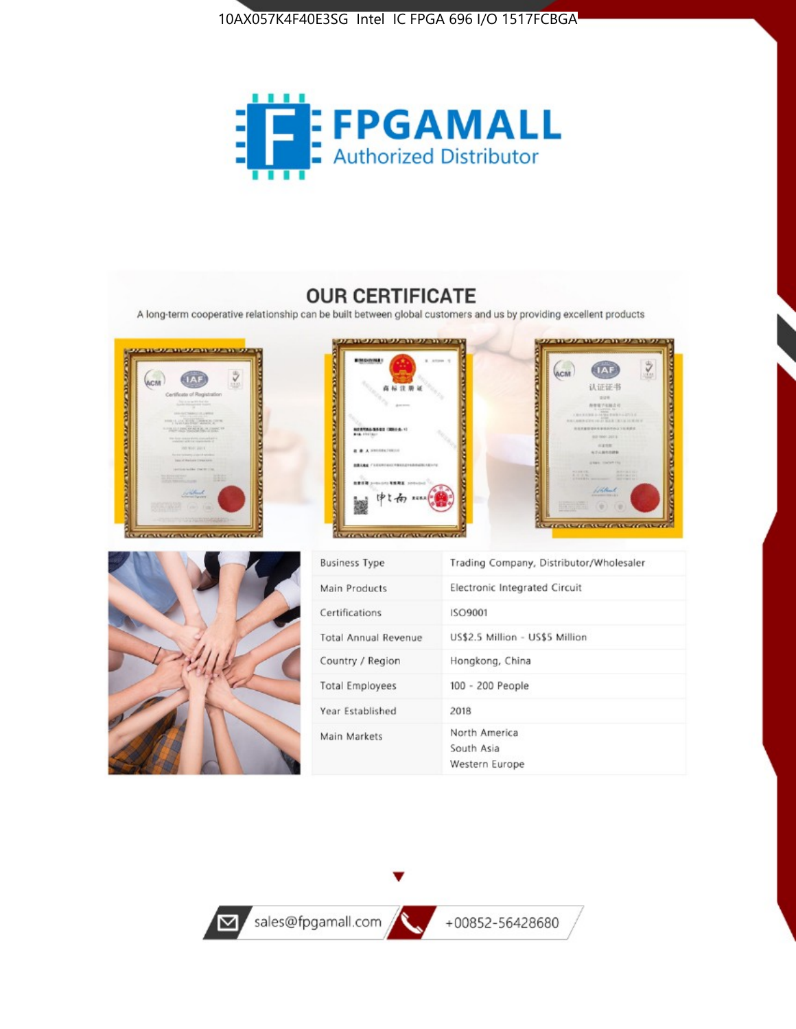# FPGAMALL
Authorized Distributor

## OUR CERTIFICATE

A long-term cooperative relationship can be built between global customers and us by providing excellent products

| | |
|---|---|
| Business Type | Trading Company, Distributor/Wholesaler |
| Main Products | Electronic Integrated Circuit |
| Certifications | ISO9001 |
| Total Annual Revenue | US$2.5 Million - US$5 Million |
| Country / Region | Hongkong, China |
| Total Employees | 100 - 200 People |
| Year Established | 2018 |
| Main Markets | North America<br>South Asia<br>Western Europe |

sales@fpgamall.com

+00852-56428680